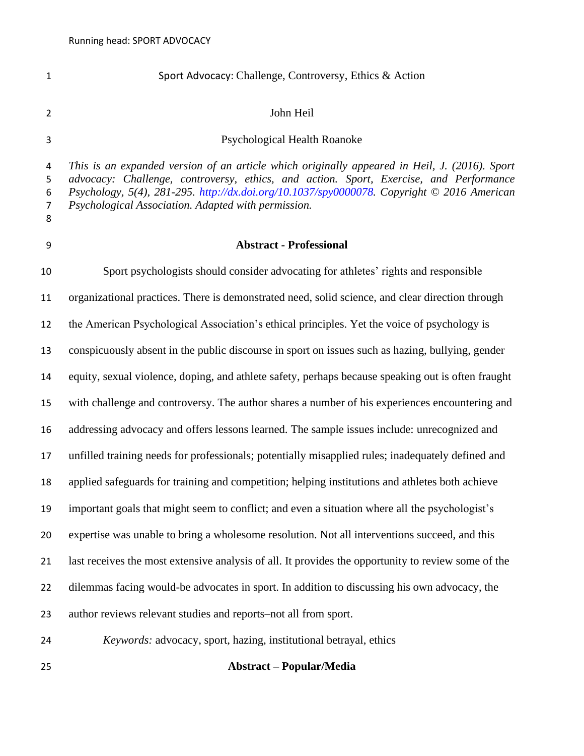# Sport Advocacy: Challenge, Controversy, Ethics & Action

John Heil

Psychological Health Roanoke

*This is an expanded version of an article which originally appeared in Heil, J. (2016). Sport advocacy: Challenge, controversy, ethics, and action. Sport, Exercise, and Performance Psychology, 5(4), 281-295. http://dx.doi.org/10.1037/spy0000078. Copyright © 2016 American Psychological Association. Adapted with permission.*

## Abstract - Professional

Sport psychologists should consider advocating for athletes' rights and responsible organizational practices. There is demonstrated need, solid science, and clear direction through the American Psychological Association's ethical principles. Yet the voice of psychology is conspicuously absent in the public discourse in sport on issues such as hazing, bullying, gender equity, sexual violence, doping, and athlete safety, perhaps because speaking out is often fraught with challenge and controversy. The author shares a number of his experiences encountering and addressing advocacy and offers lessons learned. The sample issues include: unrecognized and unfilled training needs for professionals; potentially misapplied rules; inadequately defined and applied safeguards for training and competition; helping institutions and athletes both achieve important goals that might seem to conflict; and even a situation where all the psychologist's expertise was unable to bring a wholesome resolution. Not all interventions succeed, and this last receives the most extensive analysis of all. It provides the opportunity to review some of the dilemmas facing would-be advocates in sport. In addition to discussing his own advocacy, the author reviews relevant studies and reports–not all from sport.

*Keywords:* advocacy, sport, hazing, institutional betrayal, ethics

## Abstract – Popular/Media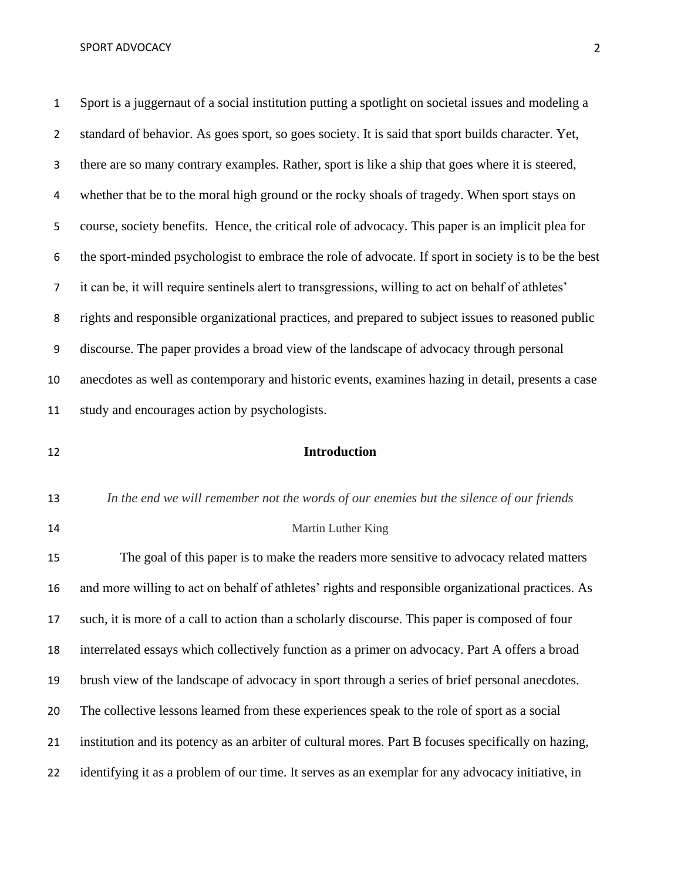Sport is a juggernaut of a social institution putting a spotlight on societal issues and modeling a standard of behavior. As goes sport, so goes society. It is said that sport builds character. Yet, there are so many contrary examples. Rather, sport is like a ship that goes where it is steered, whether that be to the moral high ground or the rocky shoals of tragedy. When sport stays on course, society benefits. Hence, the critical role of advocacy. This paper is an implicit plea for the sport-minded psychologist to embrace the role of advocate. If sport in society is to be the best it can be, it will require sentinels alert to transgressions, willing to act on behalf of athletes' rights and responsible organizational practices, and prepared to subject issues to reasoned public discourse. The paper provides a broad view of the landscape of advocacy through personal anecdotes as well as contemporary and historic events, examines hazing in detail, presents a case study and encourages action by psychologists.

## Introduction

*In the end we will remember not the words of our enemies but the silence of our friends*

Martin Luther King

The goal of this paper is to make the readers more sensitive to advocacy related matters and more willing to act on behalf of athletes' rights and responsible organizational practices. As such, it is more of a call to action than a scholarly discourse. This paper is composed of four interrelated essays which collectively function as a primer on advocacy. Part A offers a broad brush view of the landscape of advocacy in sport through a series of brief personal anecdotes. The collective lessons learned from these experiences speak to the role of sport as a social institution and its potency as an arbiter of cultural mores. Part B focuses specifically on hazing, identifying it as a problem of our time. It serves as an exemplar for any advocacy initiative, in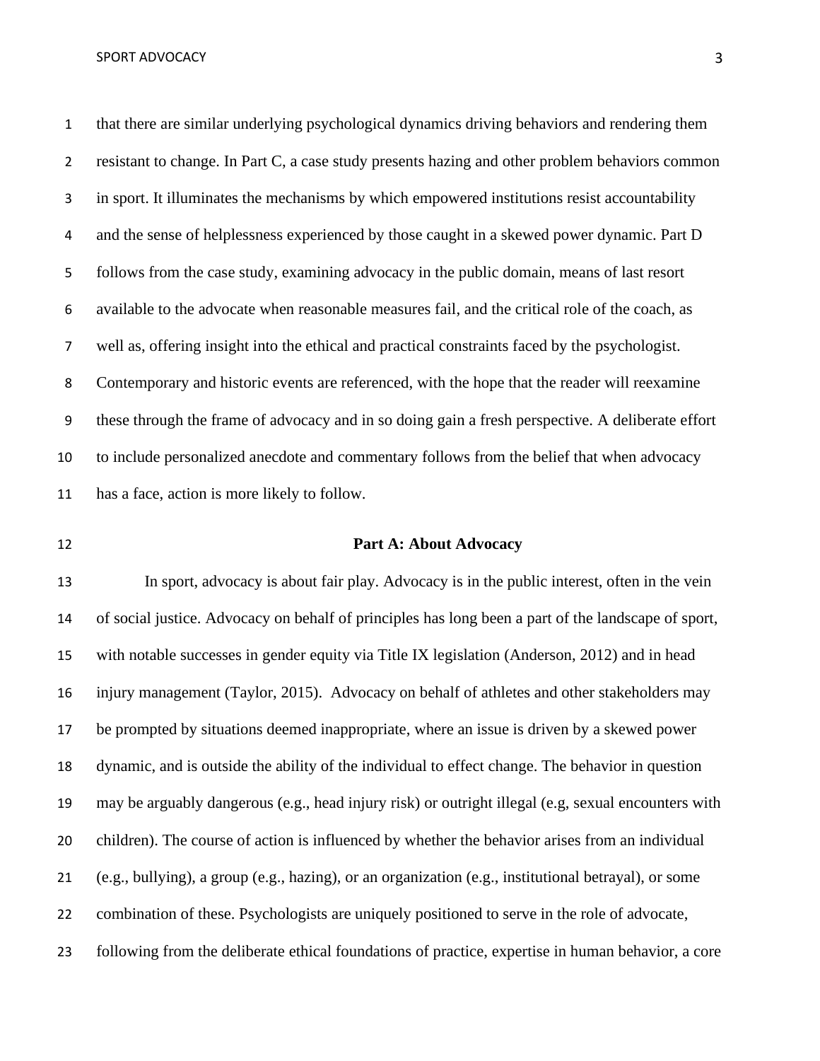that there are similar underlying psychological dynamics driving behaviors and rendering them resistant to change. In Part C, a case study presents hazing and other problem behaviors common in sport. It illuminates the mechanisms by which empowered institutions resist accountability and the sense of helplessness experienced by those caught in a skewed power dynamic. Part D follows from the case study, examining advocacy in the public domain, means of last resort available to the advocate when reasonable measures fail, and the critical role of the coach, as well as, offering insight into the ethical and practical constraints faced by the psychologist. Contemporary and historic events are referenced, with the hope that the reader will reexamine these through the frame of advocacy and in so doing gain a fresh perspective. A deliberate effort to include personalized anecdote and commentary follows from the belief that when advocacy has a face, action is more likely to follow.

## Part A: About Advocacy

In sport, advocacy is about fair play. Advocacy is in the public interest, often in the vein of social justice. Advocacy on behalf of principles has long been a part of the landscape of sport, with notable successes in gender equity via Title IX legislation (Anderson, 2012) and in head injury management (Taylor, 2015). Advocacy on behalf of athletes and other stakeholders may be prompted by situations deemed inappropriate, where an issue is driven by a skewed power dynamic, and is outside the ability of the individual to effect change. The behavior in question may be arguably dangerous (e.g., head injury risk) or outright illegal (e.g, sexual encounters with children). The course of action is influenced by whether the behavior arises from an individual (e.g., bullying), a group (e.g., hazing), or an organization (e.g., institutional betrayal), or some combination of these. Psychologists are uniquely positioned to serve in the role of advocate, following from the deliberate ethical foundations of practice, expertise in human behavior, a core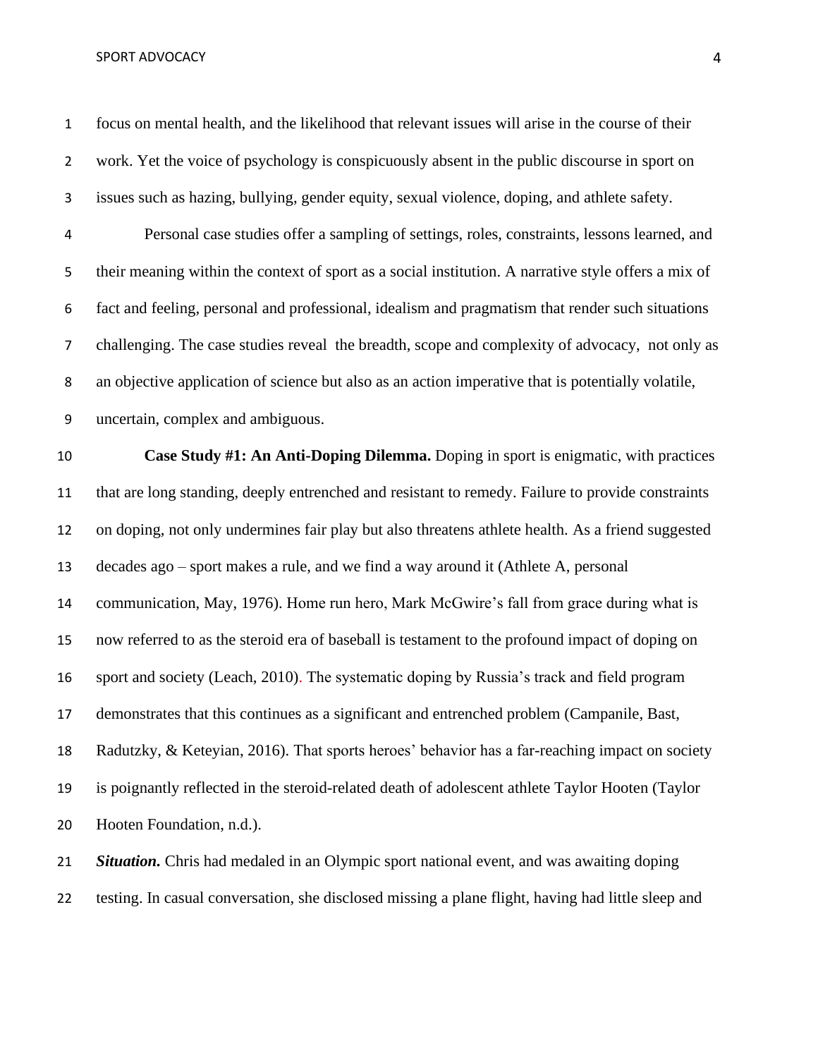focus on mental health, and the likelihood that relevant issues will arise in the course of their work. Yet the voice of psychology is conspicuously absent in the public discourse in sport on issues such as hazing, bullying, gender equity, sexual violence, doping, and athlete safety.

Personal case studies offer a sampling of settings, roles, constraints, lessons learned, and their meaning within the context of sport as a social institution. A narrative style offers a mix of fact and feeling, personal and professional, idealism and pragmatism that render such situations challenging. The case studies reveal the breadth, scope and complexity of advocacy, not only as an objective application of science but also as an action imperative that is potentially volatile, uncertain, complex and ambiguous.

**Case Study #1: An Anti-Doping Dilemma.** Doping in sport is enigmatic, with practices that are long standing, deeply entrenched and resistant to remedy. Failure to provide constraints on doping, not only undermines fair play but also threatens athlete health. As a friend suggested decades ago – sport makes a rule, and we find a way around it (Athlete A, personal communication, May, 1976). Home run hero, Mark McGwire's fall from grace during what is now referred to as the steroid era of baseball is testament to the profound impact of doping on sport and society (Leach, 2010). The systematic doping by Russia's track and field program demonstrates that this continues as a significant and entrenched problem (Campanile, Bast, Radutzky, & Keteyian, 2016). That sports heroes' behavior has a far-reaching impact on society is poignantly reflected in the steroid-related death of adolescent athlete Taylor Hooten (Taylor Hooten Foundation, n.d.).

***Situation.*** Chris had medaled in an Olympic sport national event, and was awaiting doping testing. In casual conversation, she disclosed missing a plane flight, having had little sleep and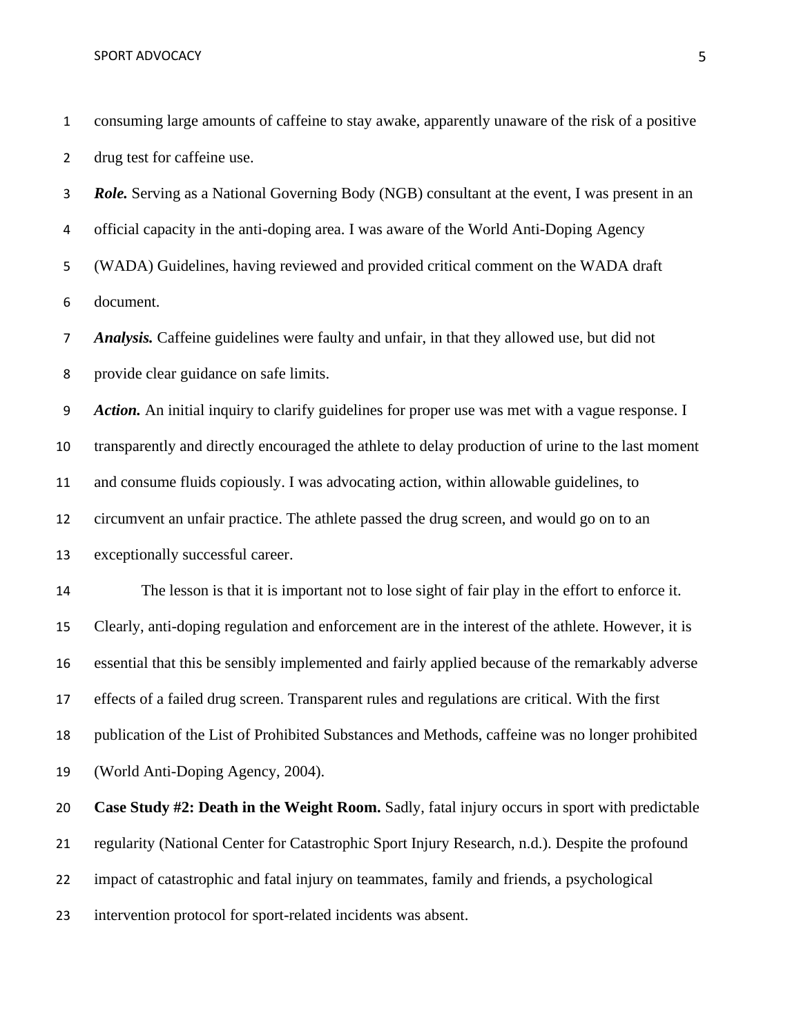consuming large amounts of caffeine to stay awake, apparently unaware of the risk of a positive drug test for caffeine use.

***Role.*** Serving as a National Governing Body (NGB) consultant at the event, I was present in an official capacity in the anti-doping area. I was aware of the World Anti-Doping Agency (WADA) Guidelines, having reviewed and provided critical comment on the WADA draft document.

***Analysis.*** Caffeine guidelines were faulty and unfair, in that they allowed use, but did not provide clear guidance on safe limits.

***Action.*** An initial inquiry to clarify guidelines for proper use was met with a vague response. I transparently and directly encouraged the athlete to delay production of urine to the last moment and consume fluids copiously. I was advocating action, within allowable guidelines, to circumvent an unfair practice. The athlete passed the drug screen, and would go on to an exceptionally successful career.

The lesson is that it is important not to lose sight of fair play in the effort to enforce it. Clearly, anti-doping regulation and enforcement are in the interest of the athlete. However, it is essential that this be sensibly implemented and fairly applied because of the remarkably adverse effects of a failed drug screen. Transparent rules and regulations are critical. With the first publication of the List of Prohibited Substances and Methods, caffeine was no longer prohibited (World Anti-Doping Agency, 2004).

**Case Study #2: Death in the Weight Room.** Sadly, fatal injury occurs in sport with predictable regularity (National Center for Catastrophic Sport Injury Research, n.d.). Despite the profound impact of catastrophic and fatal injury on teammates, family and friends, a psychological intervention protocol for sport-related incidents was absent.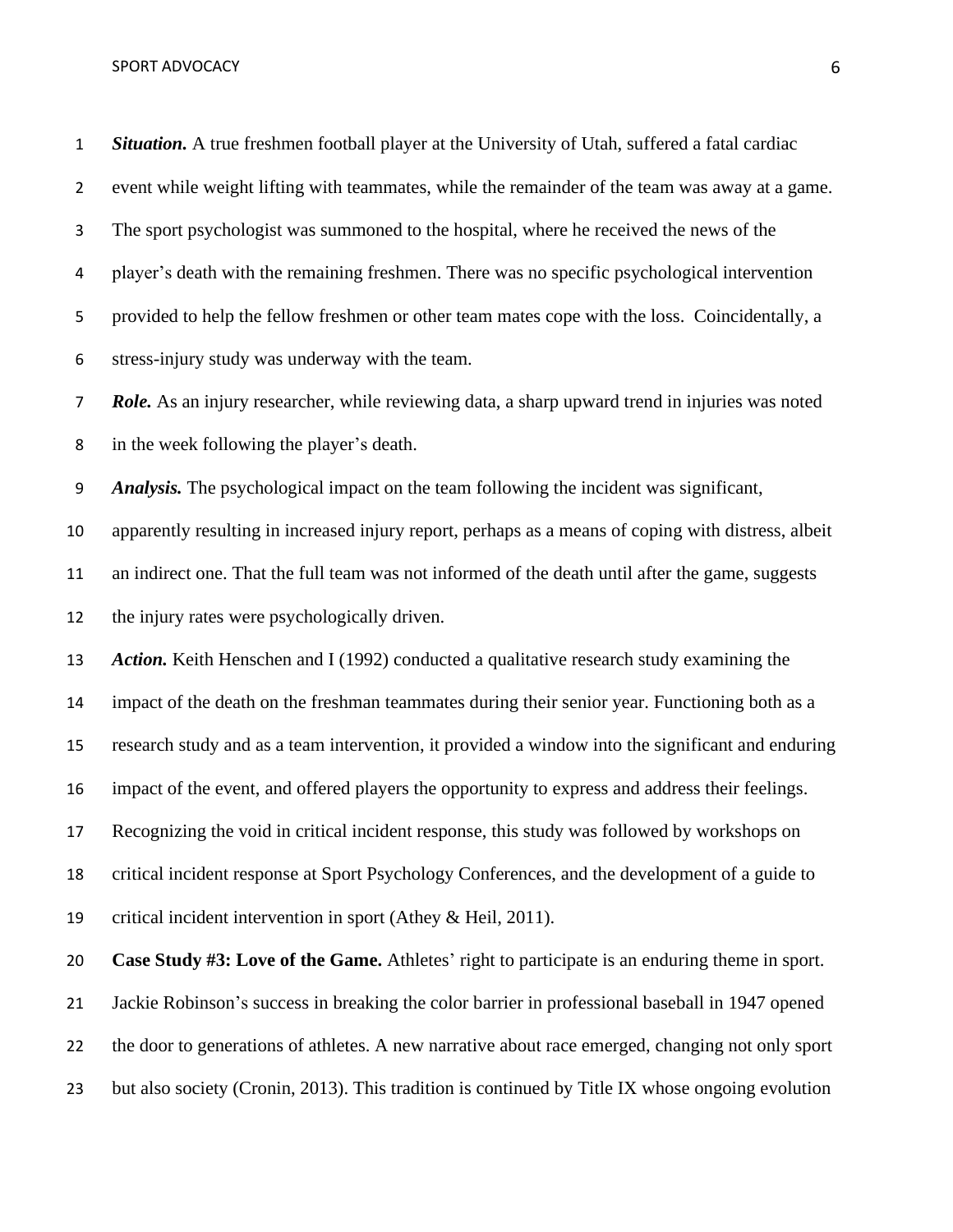***Situation.*** A true freshmen football player at the University of Utah, suffered a fatal cardiac event while weight lifting with teammates, while the remainder of the team was away at a game. The sport psychologist was summoned to the hospital, where he received the news of the player's death with the remaining freshmen. There was no specific psychological intervention provided to help the fellow freshmen or other team mates cope with the loss. Coincidentally, a stress-injury study was underway with the team.

***Role.*** As an injury researcher, while reviewing data, a sharp upward trend in injuries was noted in the week following the player's death.

***Analysis.*** The psychological impact on the team following the incident was significant, apparently resulting in increased injury report, perhaps as a means of coping with distress, albeit an indirect one. That the full team was not informed of the death until after the game, suggests the injury rates were psychologically driven.

***Action.*** Keith Henschen and I (1992) conducted a qualitative research study examining the impact of the death on the freshman teammates during their senior year. Functioning both as a research study and as a team intervention, it provided a window into the significant and enduring impact of the event, and offered players the opportunity to express and address their feelings. Recognizing the void in critical incident response, this study was followed by workshops on critical incident response at Sport Psychology Conferences, and the development of a guide to critical incident intervention in sport (Athey & Heil, 2011).

**Case Study #3: Love of the Game.** Athletes' right to participate is an enduring theme in sport. Jackie Robinson's success in breaking the color barrier in professional baseball in 1947 opened the door to generations of athletes. A new narrative about race emerged, changing not only sport but also society (Cronin, 2013). This tradition is continued by Title IX whose ongoing evolution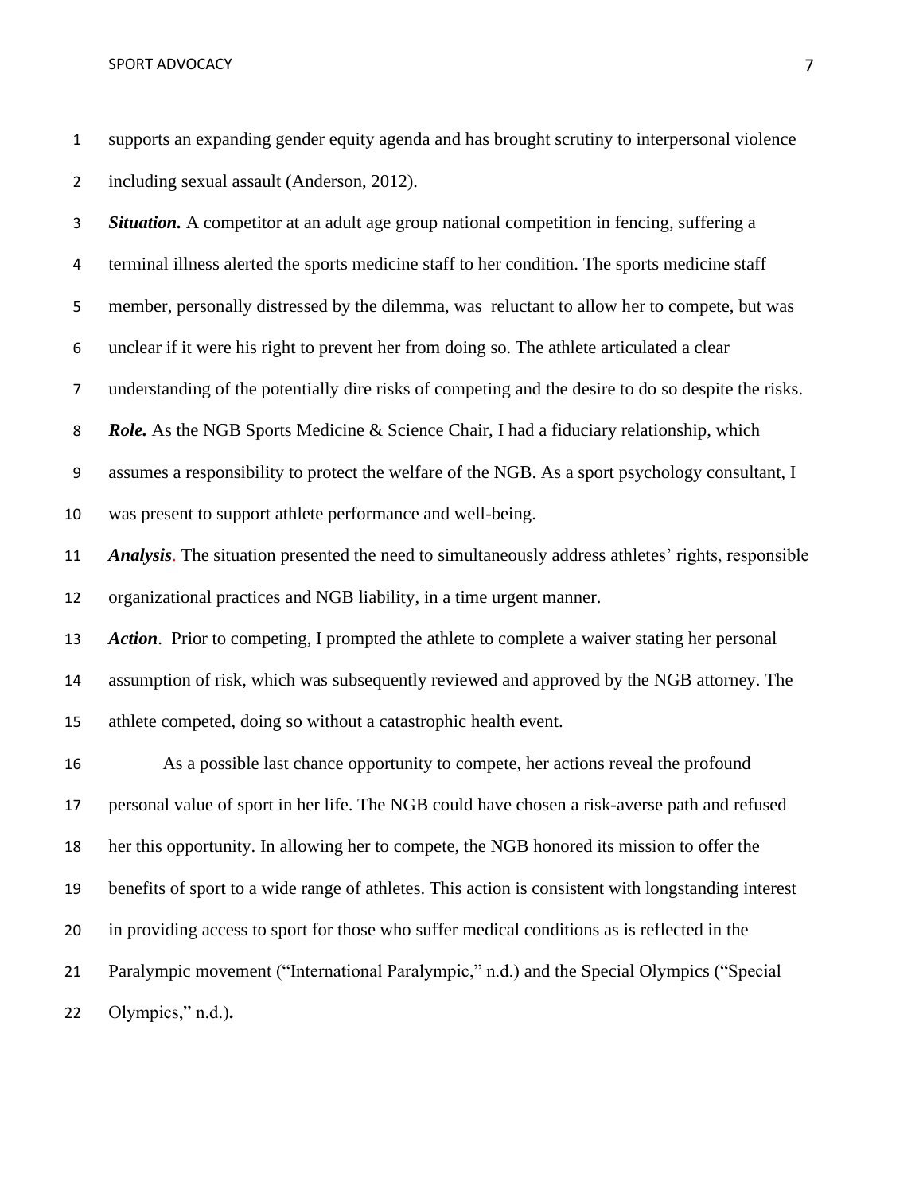supports an expanding gender equity agenda and has brought scrutiny to interpersonal violence including sexual assault (Anderson, 2012).

***Situation.*** A competitor at an adult age group national competition in fencing, suffering a terminal illness alerted the sports medicine staff to her condition. The sports medicine staff member, personally distressed by the dilemma, was reluctant to allow her to compete, but was unclear if it were his right to prevent her from doing so. The athlete articulated a clear understanding of the potentially dire risks of competing and the desire to do so despite the risks.

***Role.*** As the NGB Sports Medicine & Science Chair, I had a fiduciary relationship, which assumes a responsibility to protect the welfare of the NGB. As a sport psychology consultant, I was present to support athlete performance and well-being.

***Analysis***. The situation presented the need to simultaneously address athletes' rights, responsible organizational practices and NGB liability, in a time urgent manner.

***Action***. Prior to competing, I prompted the athlete to complete a waiver stating her personal assumption of risk, which was subsequently reviewed and approved by the NGB attorney. The athlete competed, doing so without a catastrophic health event.

As a possible last chance opportunity to compete, her actions reveal the profound personal value of sport in her life. The NGB could have chosen a risk-averse path and refused her this opportunity. In allowing her to compete, the NGB honored its mission to offer the benefits of sport to a wide range of athletes. This action is consistent with longstanding interest in providing access to sport for those who suffer medical conditions as is reflected in the Paralympic movement ("International Paralympic," n.d.) and the Special Olympics ("Special Olympics," n.d.).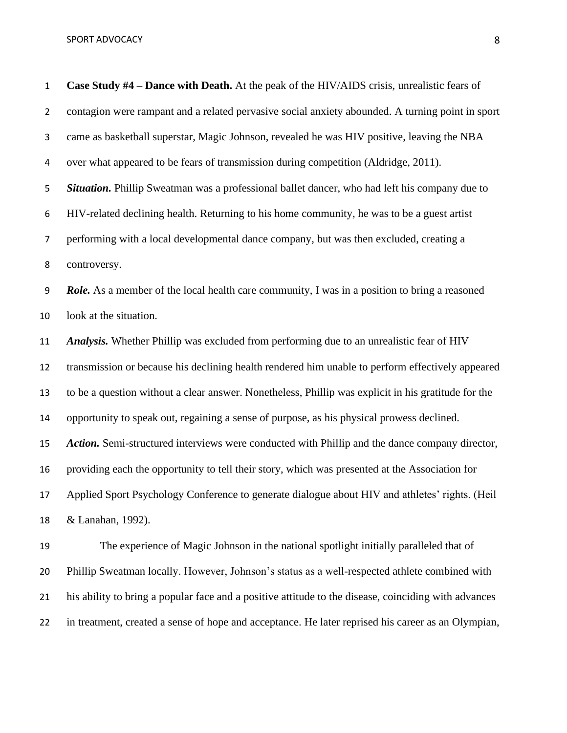**Case Study #4 – Dance with Death.** At the peak of the HIV/AIDS crisis, unrealistic fears of contagion were rampant and a related pervasive social anxiety abounded. A turning point in sport came as basketball superstar, Magic Johnson, revealed he was HIV positive, leaving the NBA over what appeared to be fears of transmission during competition (Aldridge, 2011).

***Situation.*** Phillip Sweatman was a professional ballet dancer, who had left his company due to HIV-related declining health. Returning to his home community, he was to be a guest artist performing with a local developmental dance company, but was then excluded, creating a controversy.

***Role.*** As a member of the local health care community, I was in a position to bring a reasoned look at the situation.

***Analysis.*** Whether Phillip was excluded from performing due to an unrealistic fear of HIV transmission or because his declining health rendered him unable to perform effectively appeared to be a question without a clear answer. Nonetheless, Phillip was explicit in his gratitude for the opportunity to speak out, regaining a sense of purpose, as his physical prowess declined.

***Action.*** Semi-structured interviews were conducted with Phillip and the dance company director, providing each the opportunity to tell their story, which was presented at the Association for Applied Sport Psychology Conference to generate dialogue about HIV and athletes' rights. (Heil & Lanahan, 1992).

The experience of Magic Johnson in the national spotlight initially paralleled that of Phillip Sweatman locally. However, Johnson's status as a well-respected athlete combined with his ability to bring a popular face and a positive attitude to the disease, coinciding with advances in treatment, created a sense of hope and acceptance. He later reprised his career as an Olympian,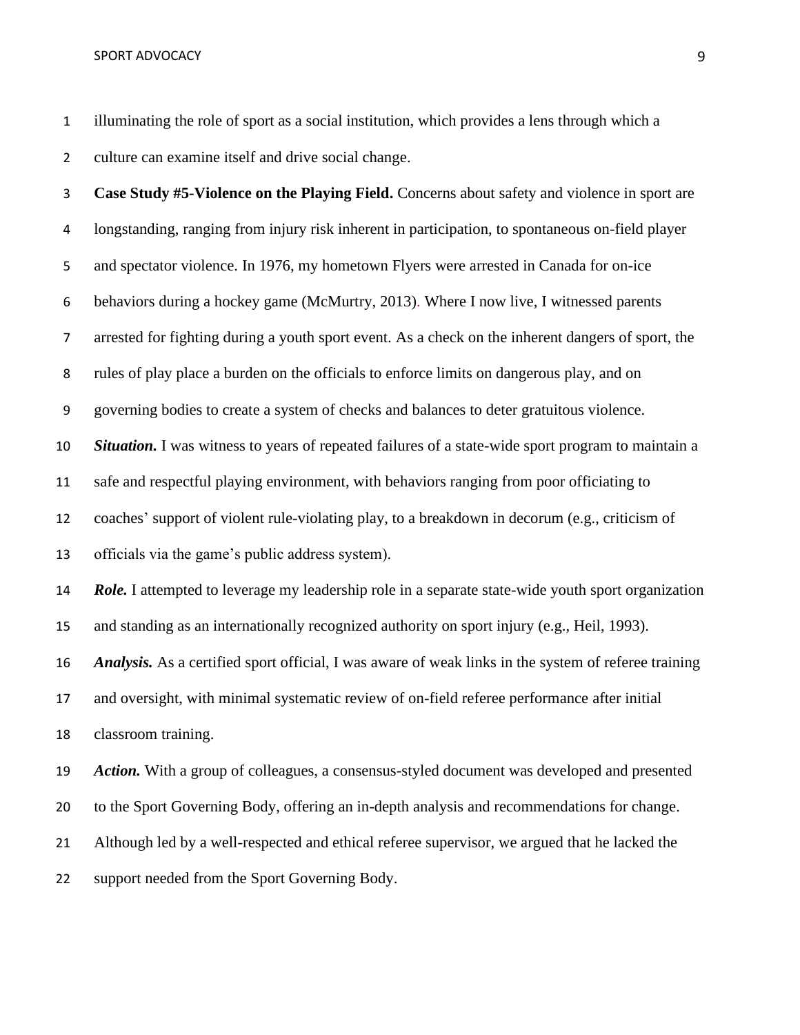illuminating the role of sport as a social institution, which provides a lens through which a culture can examine itself and drive social change.

**Case Study #5-Violence on the Playing Field.** Concerns about safety and violence in sport are longstanding, ranging from injury risk inherent in participation, to spontaneous on-field player and spectator violence. In 1976, my hometown Flyers were arrested in Canada for on-ice behaviors during a hockey game (McMurtry, 2013). Where I now live, I witnessed parents arrested for fighting during a youth sport event. As a check on the inherent dangers of sport, the rules of play place a burden on the officials to enforce limits on dangerous play, and on governing bodies to create a system of checks and balances to deter gratuitous violence.

***Situation.*** I was witness to years of repeated failures of a state-wide sport program to maintain a safe and respectful playing environment, with behaviors ranging from poor officiating to coaches' support of violent rule-violating play, to a breakdown in decorum (e.g., criticism of officials via the game's public address system).

***Role.*** I attempted to leverage my leadership role in a separate state-wide youth sport organization and standing as an internationally recognized authority on sport injury (e.g., Heil, 1993).

***Analysis.*** As a certified sport official, I was aware of weak links in the system of referee training and oversight, with minimal systematic review of on-field referee performance after initial classroom training.

***Action.*** With a group of colleagues, a consensus-styled document was developed and presented to the Sport Governing Body, offering an in-depth analysis and recommendations for change. Although led by a well-respected and ethical referee supervisor, we argued that he lacked the support needed from the Sport Governing Body.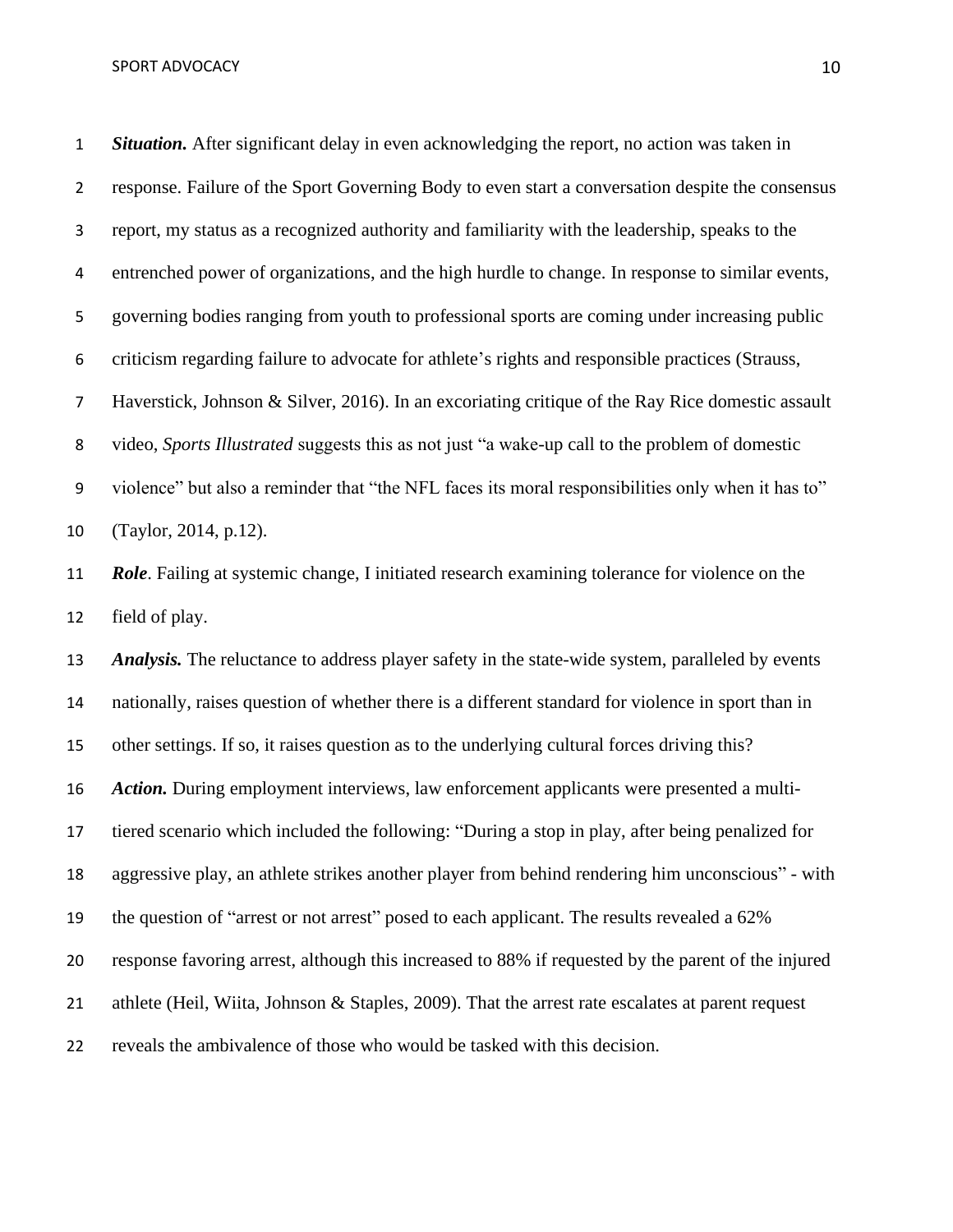***Situation.*** After significant delay in even acknowledging the report, no action was taken in response. Failure of the Sport Governing Body to even start a conversation despite the consensus report, my status as a recognized authority and familiarity with the leadership, speaks to the entrenched power of organizations, and the high hurdle to change. In response to similar events, governing bodies ranging from youth to professional sports are coming under increasing public criticism regarding failure to advocate for athlete's rights and responsible practices (Strauss, Haverstick, Johnson & Silver, 2016). In an excoriating critique of the Ray Rice domestic assault video, *Sports Illustrated* suggests this as not just "a wake-up call to the problem of domestic violence" but also a reminder that "the NFL faces its moral responsibilities only when it has to" (Taylor, 2014, p.12).

***Role***. Failing at systemic change, I initiated research examining tolerance for violence on the field of play.

***Analysis.*** The reluctance to address player safety in the state-wide system, paralleled by events nationally, raises question of whether there is a different standard for violence in sport than in other settings. If so, it raises question as to the underlying cultural forces driving this?

***Action.*** During employment interviews, law enforcement applicants were presented a multi-tiered scenario which included the following: "During a stop in play, after being penalized for aggressive play, an athlete strikes another player from behind rendering him unconscious" - with the question of "arrest or not arrest" posed to each applicant. The results revealed a 62% response favoring arrest, although this increased to 88% if requested by the parent of the injured athlete (Heil, Wiita, Johnson & Staples, 2009). That the arrest rate escalates at parent request reveals the ambivalence of those who would be tasked with this decision.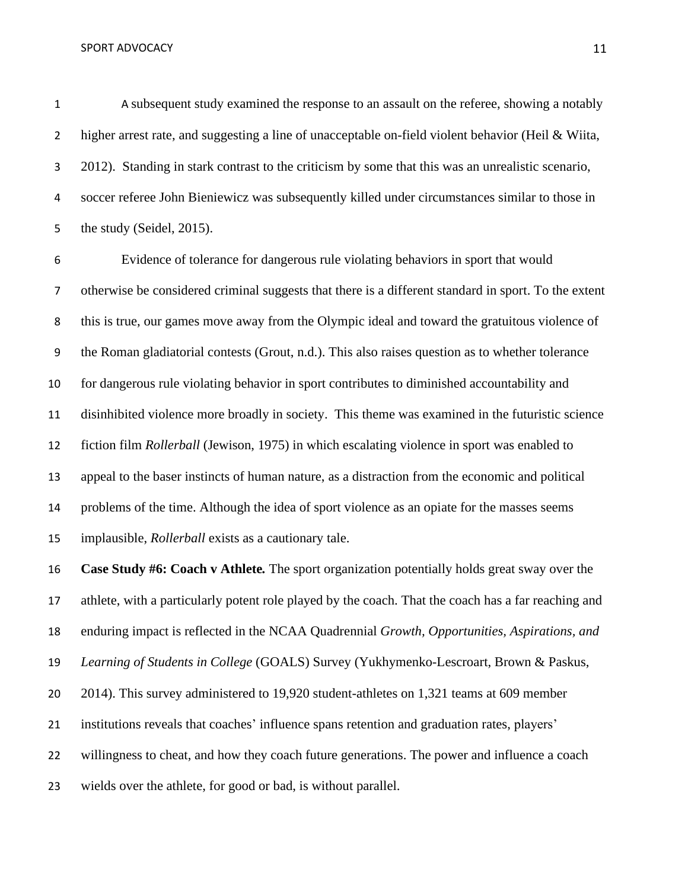A subsequent study examined the response to an assault on the referee, showing a notably higher arrest rate, and suggesting a line of unacceptable on-field violent behavior (Heil & Wiita, 2012). Standing in stark contrast to the criticism by some that this was an unrealistic scenario, soccer referee John Bieniewicz was subsequently killed under circumstances similar to those in the study (Seidel, 2015).

Evidence of tolerance for dangerous rule violating behaviors in sport that would otherwise be considered criminal suggests that there is a different standard in sport. To the extent this is true, our games move away from the Olympic ideal and toward the gratuitous violence of the Roman gladiatorial contests (Grout, n.d.). This also raises question as to whether tolerance for dangerous rule violating behavior in sport contributes to diminished accountability and disinhibited violence more broadly in society. This theme was examined in the futuristic science fiction film *Rollerball* (Jewison, 1975) in which escalating violence in sport was enabled to appeal to the baser instincts of human nature, as a distraction from the economic and political problems of the time. Although the idea of sport violence as an opiate for the masses seems implausible, *Rollerball* exists as a cautionary tale.

**Case Study #6: Coach v Athlete.** The sport organization potentially holds great sway over the athlete, with a particularly potent role played by the coach. That the coach has a far reaching and enduring impact is reflected in the NCAA Quadrennial *Growth, Opportunities, Aspirations, and Learning of Students in College* (GOALS) Survey (Yukhymenko-Lescroart, Brown & Paskus, 2014). This survey administered to 19,920 student-athletes on 1,321 teams at 609 member institutions reveals that coaches' influence spans retention and graduation rates, players' willingness to cheat, and how they coach future generations. The power and influence a coach wields over the athlete, for good or bad, is without parallel.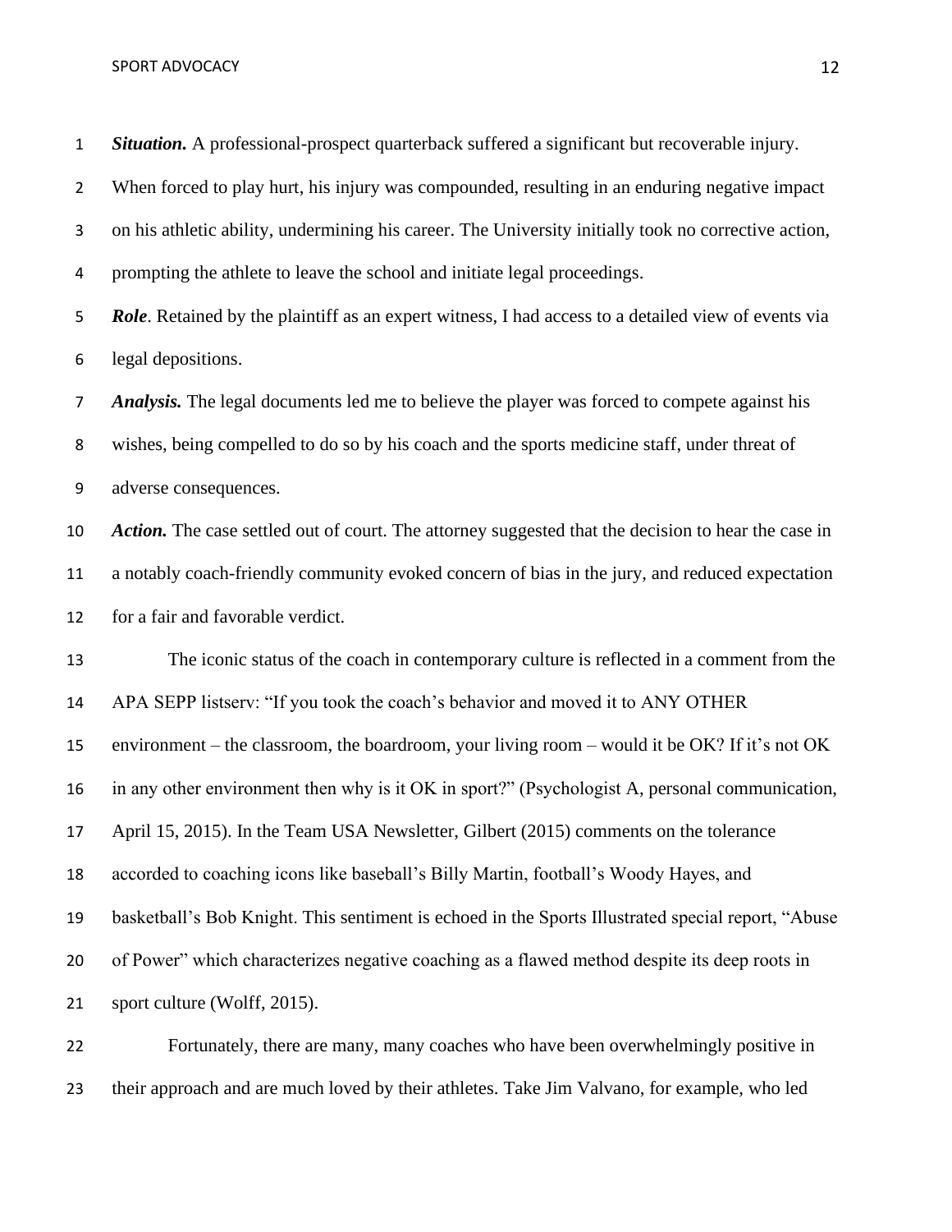***Situation.*** A professional-prospect quarterback suffered a significant but recoverable injury. When forced to play hurt, his injury was compounded, resulting in an enduring negative impact on his athletic ability, undermining his career. The University initially took no corrective action, prompting the athlete to leave the school and initiate legal proceedings.

***Role***. Retained by the plaintiff as an expert witness, I had access to a detailed view of events via legal depositions.

***Analysis.*** The legal documents led me to believe the player was forced to compete against his wishes, being compelled to do so by his coach and the sports medicine staff, under threat of adverse consequences.

***Action.*** The case settled out of court. The attorney suggested that the decision to hear the case in a notably coach-friendly community evoked concern of bias in the jury, and reduced expectation for a fair and favorable verdict.

The iconic status of the coach in contemporary culture is reflected in a comment from the APA SEPP listserv: "If you took the coach's behavior and moved it to ANY OTHER environment – the classroom, the boardroom, your living room – would it be OK? If it's not OK in any other environment then why is it OK in sport?" (Psychologist A, personal communication, April 15, 2015). In the Team USA Newsletter, Gilbert (2015) comments on the tolerance accorded to coaching icons like baseball's Billy Martin, football's Woody Hayes, and basketball's Bob Knight. This sentiment is echoed in the Sports Illustrated special report, "Abuse of Power" which characterizes negative coaching as a flawed method despite its deep roots in sport culture (Wolff, 2015).

Fortunately, there are many, many coaches who have been overwhelmingly positive in their approach and are much loved by their athletes. Take Jim Valvano, for example, who led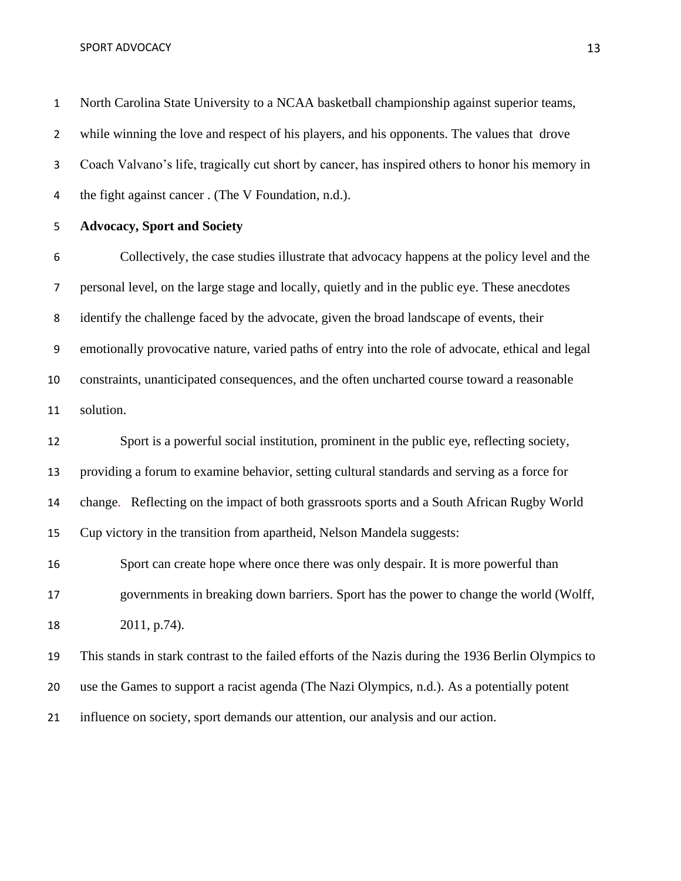North Carolina State University to a NCAA basketball championship against superior teams, while winning the love and respect of his players, and his opponents. The values that drove Coach Valvano's life, tragically cut short by cancer, has inspired others to honor his memory in the fight against cancer . (The V Foundation, n.d.).

**Advocacy, Sport and Society**

Collectively, the case studies illustrate that advocacy happens at the policy level and the personal level, on the large stage and locally, quietly and in the public eye. These anecdotes identify the challenge faced by the advocate, given the broad landscape of events, their emotionally provocative nature, varied paths of entry into the role of advocate, ethical and legal constraints, unanticipated consequences, and the often uncharted course toward a reasonable solution.

Sport is a powerful social institution, prominent in the public eye, reflecting society, providing a forum to examine behavior, setting cultural standards and serving as a force for change. Reflecting on the impact of both grassroots sports and a South African Rugby World Cup victory in the transition from apartheid, Nelson Mandela suggests:

> Sport can create hope where once there was only despair. It is more powerful than governments in breaking down barriers. Sport has the power to change the world (Wolff, 2011, p.74).

This stands in stark contrast to the failed efforts of the Nazis during the 1936 Berlin Olympics to use the Games to support a racist agenda (The Nazi Olympics, n.d.). As a potentially potent influence on society, sport demands our attention, our analysis and our action.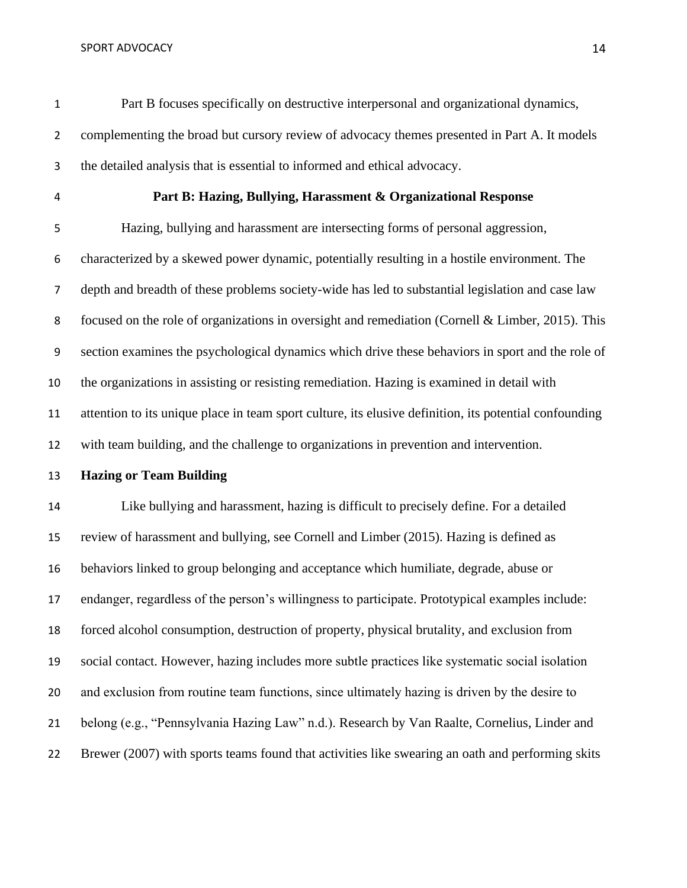Part B focuses specifically on destructive interpersonal and organizational dynamics, complementing the broad but cursory review of advocacy themes presented in Part A. It models the detailed analysis that is essential to informed and ethical advocacy.

## Part B: Hazing, Bullying, Harassment & Organizational Response

Hazing, bullying and harassment are intersecting forms of personal aggression, characterized by a skewed power dynamic, potentially resulting in a hostile environment. The depth and breadth of these problems society-wide has led to substantial legislation and case law focused on the role of organizations in oversight and remediation (Cornell & Limber, 2015). This section examines the psychological dynamics which drive these behaviors in sport and the role of the organizations in assisting or resisting remediation. Hazing is examined in detail with attention to its unique place in team sport culture, its elusive definition, its potential confounding with team building, and the challenge to organizations in prevention and intervention.

### Hazing or Team Building

Like bullying and harassment, hazing is difficult to precisely define. For a detailed review of harassment and bullying, see Cornell and Limber (2015). Hazing is defined as behaviors linked to group belonging and acceptance which humiliate, degrade, abuse or endanger, regardless of the person's willingness to participate. Prototypical examples include: forced alcohol consumption, destruction of property, physical brutality, and exclusion from social contact. However, hazing includes more subtle practices like systematic social isolation and exclusion from routine team functions, since ultimately hazing is driven by the desire to belong (e.g., "Pennsylvania Hazing Law" n.d.). Research by Van Raalte, Cornelius, Linder and Brewer (2007) with sports teams found that activities like swearing an oath and performing skits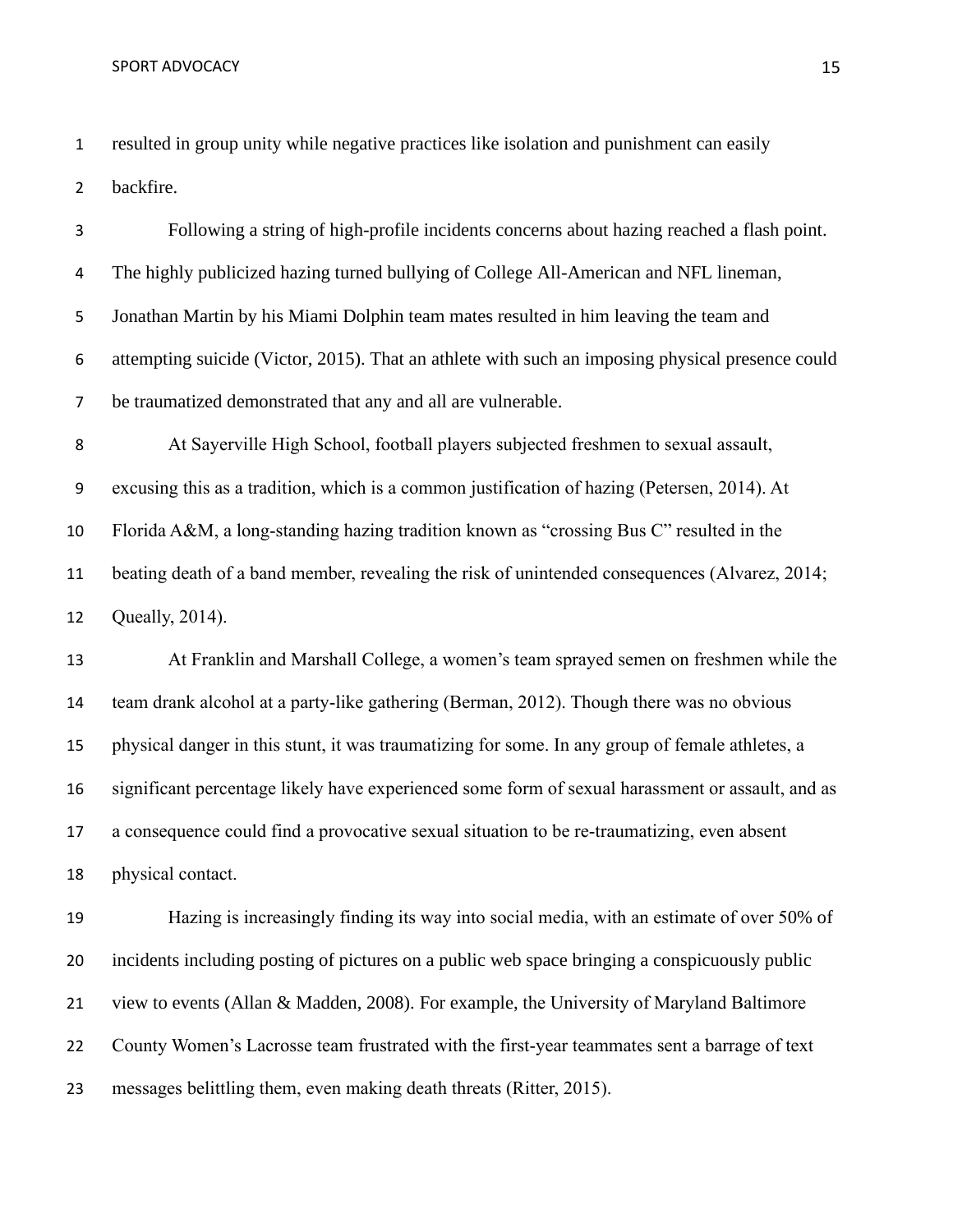resulted in group unity while negative practices like isolation and punishment can easily backfire.

Following a string of high-profile incidents concerns about hazing reached a flash point. The highly publicized hazing turned bullying of College All-American and NFL lineman, Jonathan Martin by his Miami Dolphin team mates resulted in him leaving the team and attempting suicide (Victor, 2015). That an athlete with such an imposing physical presence could be traumatized demonstrated that any and all are vulnerable.

At Sayerville High School, football players subjected freshmen to sexual assault, excusing this as a tradition, which is a common justification of hazing (Petersen, 2014). At Florida A&M, a long-standing hazing tradition known as "crossing Bus C" resulted in the beating death of a band member, revealing the risk of unintended consequences (Alvarez, 2014; Queally, 2014).

At Franklin and Marshall College, a women's team sprayed semen on freshmen while the team drank alcohol at a party-like gathering (Berman, 2012). Though there was no obvious physical danger in this stunt, it was traumatizing for some. In any group of female athletes, a significant percentage likely have experienced some form of sexual harassment or assault, and as a consequence could find a provocative sexual situation to be re-traumatizing, even absent physical contact.

Hazing is increasingly finding its way into social media, with an estimate of over 50% of incidents including posting of pictures on a public web space bringing a conspicuously public view to events (Allan & Madden, 2008). For example, the University of Maryland Baltimore County Women's Lacrosse team frustrated with the first-year teammates sent a barrage of text messages belittling them, even making death threats (Ritter, 2015).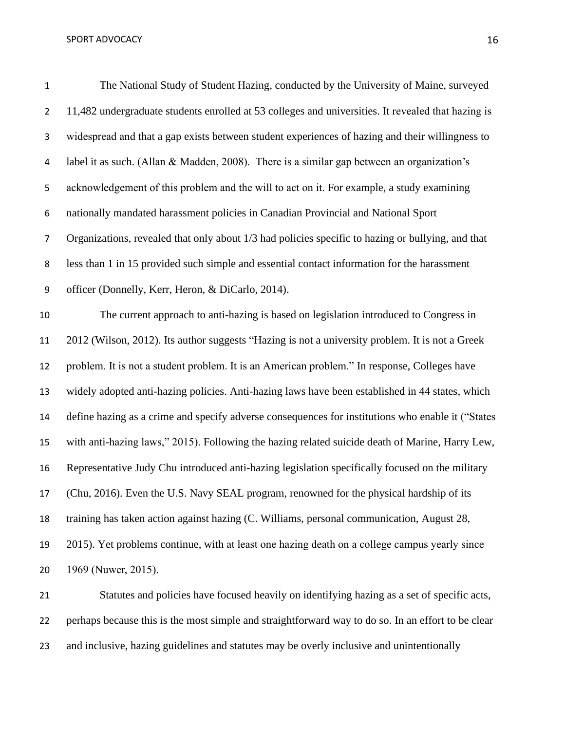The National Study of Student Hazing, conducted by the University of Maine, surveyed 11,482 undergraduate students enrolled at 53 colleges and universities. It revealed that hazing is widespread and that a gap exists between student experiences of hazing and their willingness to label it as such. (Allan & Madden, 2008). There is a similar gap between an organization's acknowledgement of this problem and the will to act on it. For example, a study examining nationally mandated harassment policies in Canadian Provincial and National Sport Organizations, revealed that only about 1/3 had policies specific to hazing or bullying, and that less than 1 in 15 provided such simple and essential contact information for the harassment officer (Donnelly, Kerr, Heron, & DiCarlo, 2014).

The current approach to anti-hazing is based on legislation introduced to Congress in 2012 (Wilson, 2012). Its author suggests "Hazing is not a university problem. It is not a Greek problem. It is not a student problem. It is an American problem." In response, Colleges have widely adopted anti-hazing policies. Anti-hazing laws have been established in 44 states, which define hazing as a crime and specify adverse consequences for institutions who enable it ("States with anti-hazing laws," 2015). Following the hazing related suicide death of Marine, Harry Lew, Representative Judy Chu introduced anti-hazing legislation specifically focused on the military (Chu, 2016). Even the U.S. Navy SEAL program, renowned for the physical hardship of its training has taken action against hazing (C. Williams, personal communication, August 28, 2015). Yet problems continue, with at least one hazing death on a college campus yearly since 1969 (Nuwer, 2015).

Statutes and policies have focused heavily on identifying hazing as a set of specific acts, perhaps because this is the most simple and straightforward way to do so. In an effort to be clear and inclusive, hazing guidelines and statutes may be overly inclusive and unintentionally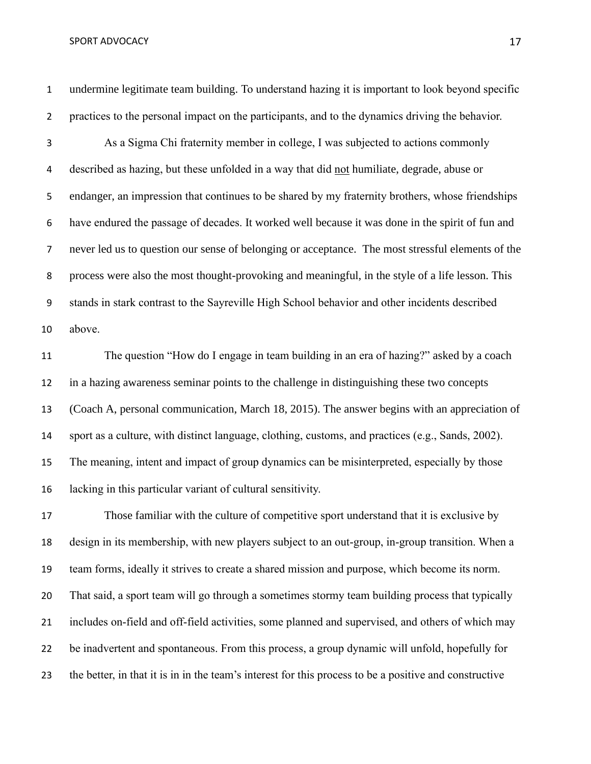undermine legitimate team building. To understand hazing it is important to look beyond specific practices to the personal impact on the participants, and to the dynamics driving the behavior.

As a Sigma Chi fraternity member in college, I was subjected to actions commonly described as hazing, but these unfolded in a way that did <u>not</u> humiliate, degrade, abuse or endanger, an impression that continues to be shared by my fraternity brothers, whose friendships have endured the passage of decades. It worked well because it was done in the spirit of fun and never led us to question our sense of belonging or acceptance. The most stressful elements of the process were also the most thought-provoking and meaningful, in the style of a life lesson. This stands in stark contrast to the Sayreville High School behavior and other incidents described above.

The question "How do I engage in team building in an era of hazing?" asked by a coach in a hazing awareness seminar points to the challenge in distinguishing these two concepts (Coach A, personal communication, March 18, 2015). The answer begins with an appreciation of sport as a culture, with distinct language, clothing, customs, and practices (e.g., Sands, 2002). The meaning, intent and impact of group dynamics can be misinterpreted, especially by those lacking in this particular variant of cultural sensitivity.

Those familiar with the culture of competitive sport understand that it is exclusive by design in its membership, with new players subject to an out-group, in-group transition. When a team forms, ideally it strives to create a shared mission and purpose, which become its norm. That said, a sport team will go through a sometimes stormy team building process that typically includes on-field and off-field activities, some planned and supervised, and others of which may be inadvertent and spontaneous. From this process, a group dynamic will unfold, hopefully for the better, in that it is in in the team's interest for this process to be a positive and constructive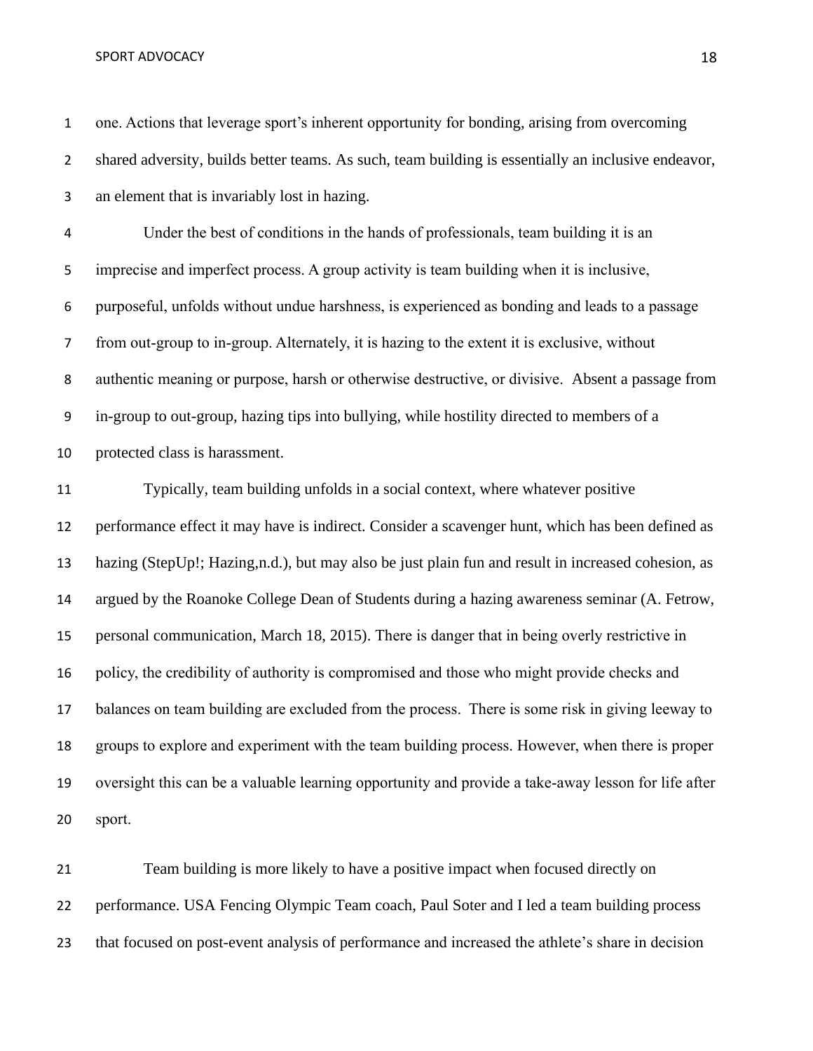one. Actions that leverage sport's inherent opportunity for bonding, arising from overcoming shared adversity, builds better teams. As such, team building is essentially an inclusive endeavor, an element that is invariably lost in hazing.

Under the best of conditions in the hands of professionals, team building it is an imprecise and imperfect process. A group activity is team building when it is inclusive, purposeful, unfolds without undue harshness, is experienced as bonding and leads to a passage from out-group to in-group. Alternately, it is hazing to the extent it is exclusive, without authentic meaning or purpose, harsh or otherwise destructive, or divisive.  Absent a passage from in-group to out-group, hazing tips into bullying, while hostility directed to members of a protected class is harassment.

Typically, team building unfolds in a social context, where whatever positive performance effect it may have is indirect. Consider a scavenger hunt, which has been defined as hazing (StepUp!; Hazing,n.d.), but may also be just plain fun and result in increased cohesion, as argued by the Roanoke College Dean of Students during a hazing awareness seminar (A. Fetrow, personal communication, March 18, 2015). There is danger that in being overly restrictive in policy, the credibility of authority is compromised and those who might provide checks and balances on team building are excluded from the process.  There is some risk in giving leeway to groups to explore and experiment with the team building process. However, when there is proper oversight this can be a valuable learning opportunity and provide a take-away lesson for life after sport.

Team building is more likely to have a positive impact when focused directly on performance. USA Fencing Olympic Team coach, Paul Soter and I led a team building process that focused on post-event analysis of performance and increased the athlete's share in decision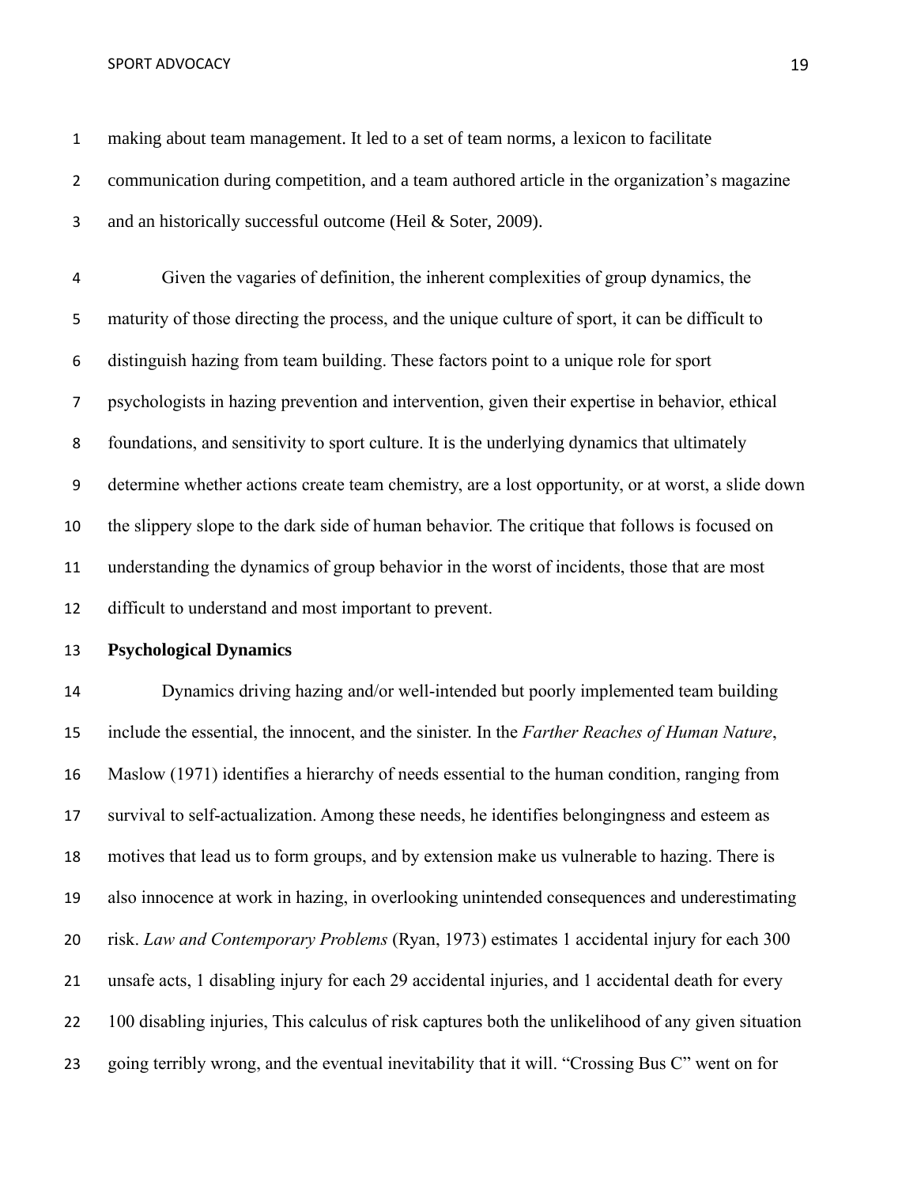making about team management. It led to a set of team norms, a lexicon to facilitate communication during competition, and a team authored article in the organization's magazine and an historically successful outcome (Heil & Soter, 2009).

Given the vagaries of definition, the inherent complexities of group dynamics, the maturity of those directing the process, and the unique culture of sport, it can be difficult to distinguish hazing from team building. These factors point to a unique role for sport psychologists in hazing prevention and intervention, given their expertise in behavior, ethical foundations, and sensitivity to sport culture. It is the underlying dynamics that ultimately determine whether actions create team chemistry, are a lost opportunity, or at worst, a slide down the slippery slope to the dark side of human behavior. The critique that follows is focused on understanding the dynamics of group behavior in the worst of incidents, those that are most difficult to understand and most important to prevent.

**Psychological Dynamics**

Dynamics driving hazing and/or well-intended but poorly implemented team building include the essential, the innocent, and the sinister. In the *Farther Reaches of Human Nature*, Maslow (1971) identifies a hierarchy of needs essential to the human condition, ranging from survival to self-actualization. Among these needs, he identifies belongingness and esteem as motives that lead us to form groups, and by extension make us vulnerable to hazing. There is also innocence at work in hazing, in overlooking unintended consequences and underestimating risk. *Law and Contemporary Problems* (Ryan, 1973) estimates 1 accidental injury for each 300 unsafe acts, 1 disabling injury for each 29 accidental injuries, and 1 accidental death for every 100 disabling injuries, This calculus of risk captures both the unlikelihood of any given situation going terribly wrong, and the eventual inevitability that it will. "Crossing Bus C" went on for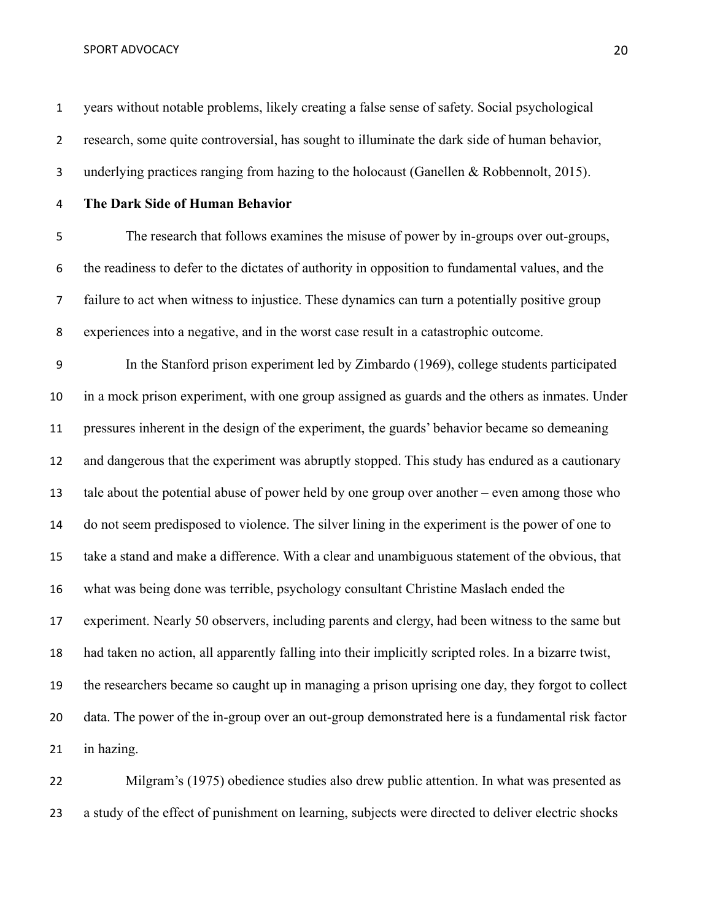years without notable problems, likely creating a false sense of safety. Social psychological research, some quite controversial, has sought to illuminate the dark side of human behavior, underlying practices ranging from hazing to the holocaust (Ganellen & Robbennolt, 2015).

**The Dark Side of Human Behavior**

The research that follows examines the misuse of power by in-groups over out-groups, the readiness to defer to the dictates of authority in opposition to fundamental values, and the failure to act when witness to injustice. These dynamics can turn a potentially positive group experiences into a negative, and in the worst case result in a catastrophic outcome.

In the Stanford prison experiment led by Zimbardo (1969), college students participated in a mock prison experiment, with one group assigned as guards and the others as inmates. Under pressures inherent in the design of the experiment, the guards' behavior became so demeaning and dangerous that the experiment was abruptly stopped. This study has endured as a cautionary tale about the potential abuse of power held by one group over another – even among those who do not seem predisposed to violence. The silver lining in the experiment is the power of one to take a stand and make a difference. With a clear and unambiguous statement of the obvious, that what was being done was terrible, psychology consultant Christine Maslach ended the experiment. Nearly 50 observers, including parents and clergy, had been witness to the same but had taken no action, all apparently falling into their implicitly scripted roles. In a bizarre twist, the researchers became so caught up in managing a prison uprising one day, they forgot to collect data. The power of the in-group over an out-group demonstrated here is a fundamental risk factor in hazing.

Milgram's (1975) obedience studies also drew public attention. In what was presented as a study of the effect of punishment on learning, subjects were directed to deliver electric shocks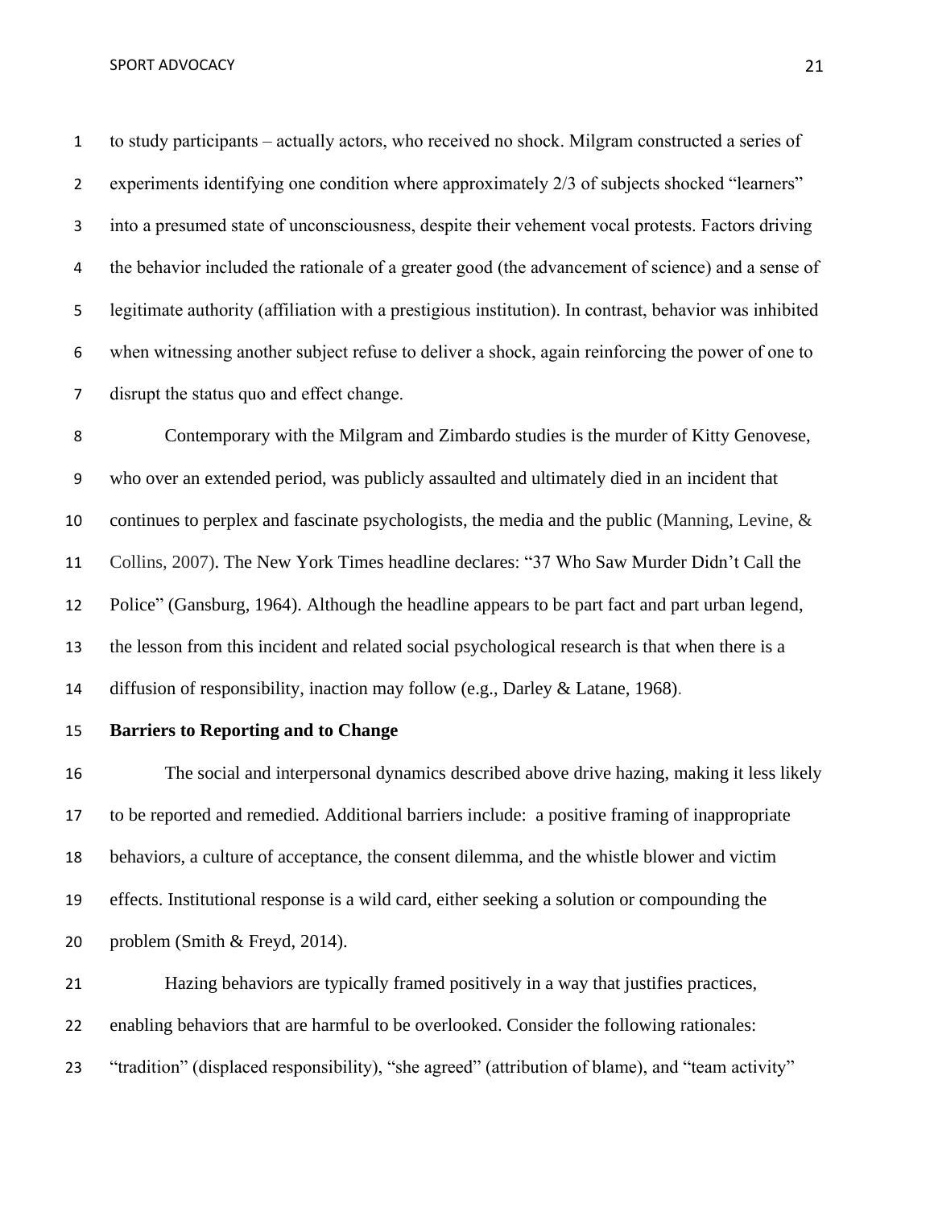to study participants – actually actors, who received no shock. Milgram constructed a series of experiments identifying one condition where approximately 2/3 of subjects shocked "learners" into a presumed state of unconsciousness, despite their vehement vocal protests. Factors driving the behavior included the rationale of a greater good (the advancement of science) and a sense of legitimate authority (affiliation with a prestigious institution). In contrast, behavior was inhibited when witnessing another subject refuse to deliver a shock, again reinforcing the power of one to disrupt the status quo and effect change.

Contemporary with the Milgram and Zimbardo studies is the murder of Kitty Genovese, who over an extended period, was publicly assaulted and ultimately died in an incident that continues to perplex and fascinate psychologists, the media and the public (Manning, Levine, & Collins, 2007). The New York Times headline declares: "37 Who Saw Murder Didn't Call the Police" (Gansburg, 1964). Although the headline appears to be part fact and part urban legend, the lesson from this incident and related social psychological research is that when there is a diffusion of responsibility, inaction may follow (e.g., Darley & Latane, 1968).

**Barriers to Reporting and to Change**

The social and interpersonal dynamics described above drive hazing, making it less likely to be reported and remedied. Additional barriers include: a positive framing of inappropriate behaviors, a culture of acceptance, the consent dilemma, and the whistle blower and victim effects. Institutional response is a wild card, either seeking a solution or compounding the problem (Smith & Freyd, 2014).

Hazing behaviors are typically framed positively in a way that justifies practices, enabling behaviors that are harmful to be overlooked. Consider the following rationales: "tradition" (displaced responsibility), "she agreed" (attribution of blame), and "team activity"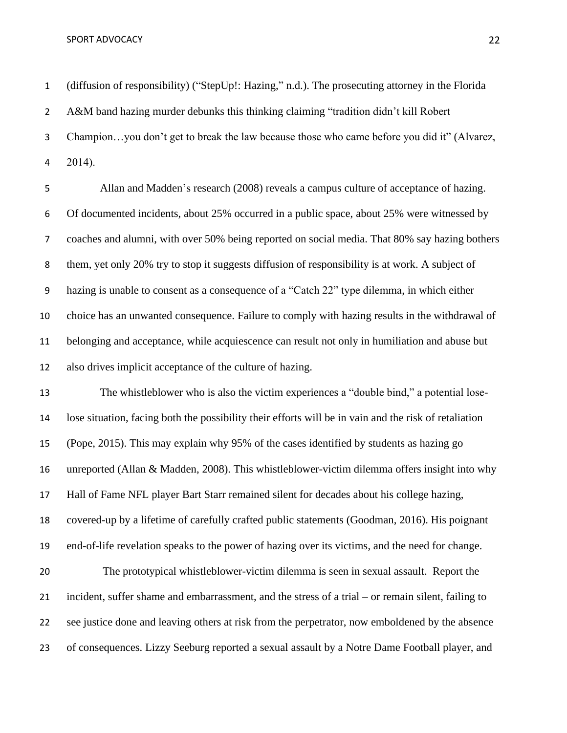(diffusion of responsibility) ("StepUp!: Hazing," n.d.). The prosecuting attorney in the Florida A&M band hazing murder debunks this thinking claiming "tradition didn't kill Robert Champion…you don't get to break the law because those who came before you did it" (Alvarez, 2014).

Allan and Madden's research (2008) reveals a campus culture of acceptance of hazing. Of documented incidents, about 25% occurred in a public space, about 25% were witnessed by coaches and alumni, with over 50% being reported on social media. That 80% say hazing bothers them, yet only 20% try to stop it suggests diffusion of responsibility is at work. A subject of hazing is unable to consent as a consequence of a "Catch 22" type dilemma, in which either choice has an unwanted consequence. Failure to comply with hazing results in the withdrawal of belonging and acceptance, while acquiescence can result not only in humiliation and abuse but also drives implicit acceptance of the culture of hazing.

The whistleblower who is also the victim experiences a "double bind," a potential lose-lose situation, facing both the possibility their efforts will be in vain and the risk of retaliation (Pope, 2015). This may explain why 95% of the cases identified by students as hazing go unreported (Allan & Madden, 2008). This whistleblower-victim dilemma offers insight into why Hall of Fame NFL player Bart Starr remained silent for decades about his college hazing, covered-up by a lifetime of carefully crafted public statements (Goodman, 2016). His poignant end-of-life revelation speaks to the power of hazing over its victims, and the need for change.

The prototypical whistleblower-victim dilemma is seen in sexual assault. Report the incident, suffer shame and embarrassment, and the stress of a trial – or remain silent, failing to see justice done and leaving others at risk from the perpetrator, now emboldened by the absence of consequences. Lizzy Seeburg reported a sexual assault by a Notre Dame Football player, and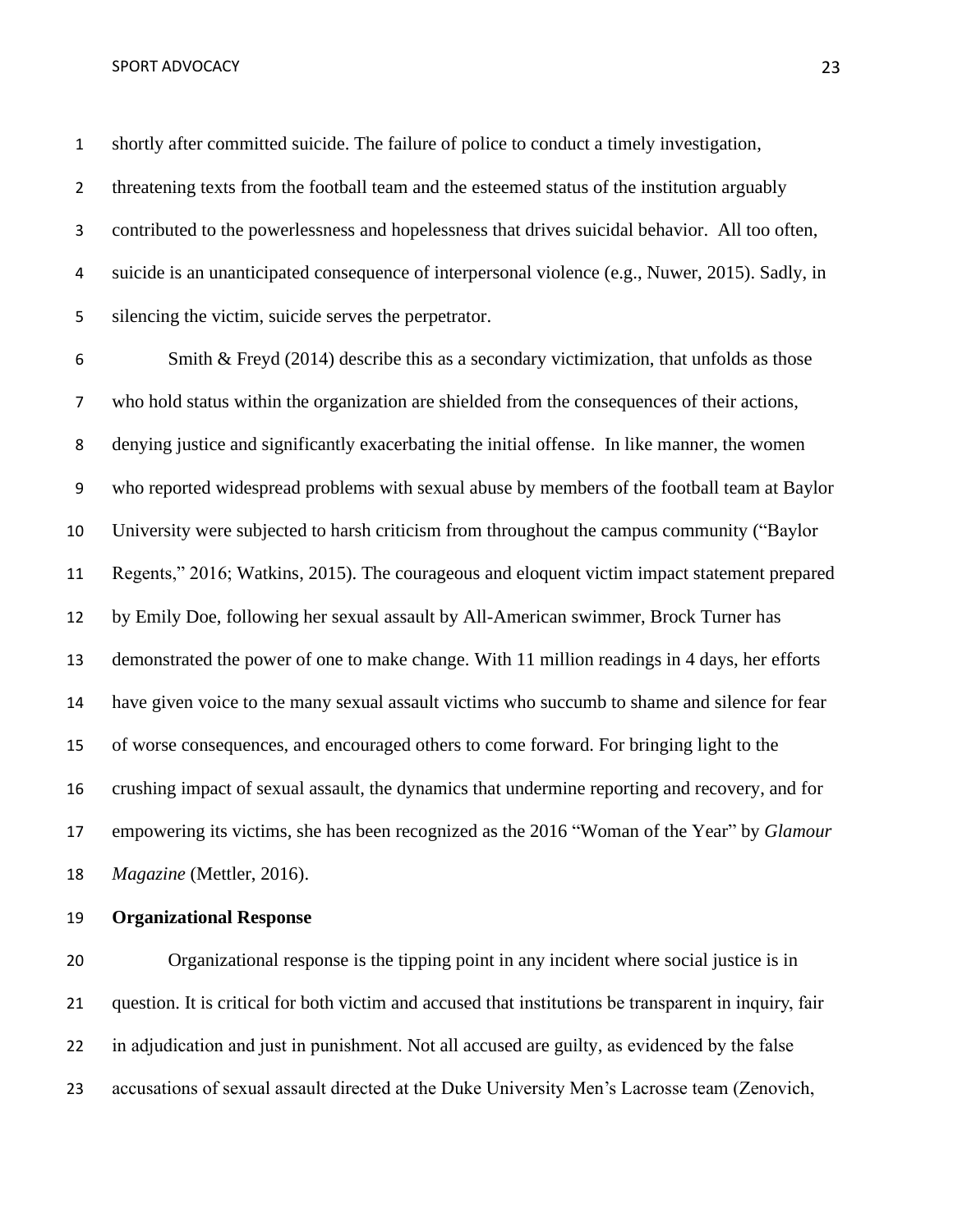shortly after committed suicide. The failure of police to conduct a timely investigation, threatening texts from the football team and the esteemed status of the institution arguably contributed to the powerlessness and hopelessness that drives suicidal behavior. All too often, suicide is an unanticipated consequence of interpersonal violence (e.g., Nuwer, 2015). Sadly, in silencing the victim, suicide serves the perpetrator.

Smith & Freyd (2014) describe this as a secondary victimization, that unfolds as those who hold status within the organization are shielded from the consequences of their actions, denying justice and significantly exacerbating the initial offense. In like manner, the women who reported widespread problems with sexual abuse by members of the football team at Baylor University were subjected to harsh criticism from throughout the campus community ("Baylor Regents," 2016; Watkins, 2015). The courageous and eloquent victim impact statement prepared by Emily Doe, following her sexual assault by All-American swimmer, Brock Turner has demonstrated the power of one to make change. With 11 million readings in 4 days, her efforts have given voice to the many sexual assault victims who succumb to shame and silence for fear of worse consequences, and encouraged others to come forward. For bringing light to the crushing impact of sexual assault, the dynamics that undermine reporting and recovery, and for empowering its victims, she has been recognized as the 2016 "Woman of the Year" by *Glamour Magazine* (Mettler, 2016).

**Organizational Response**

Organizational response is the tipping point in any incident where social justice is in question. It is critical for both victim and accused that institutions be transparent in inquiry, fair in adjudication and just in punishment. Not all accused are guilty, as evidenced by the false accusations of sexual assault directed at the Duke University Men's Lacrosse team (Zenovich,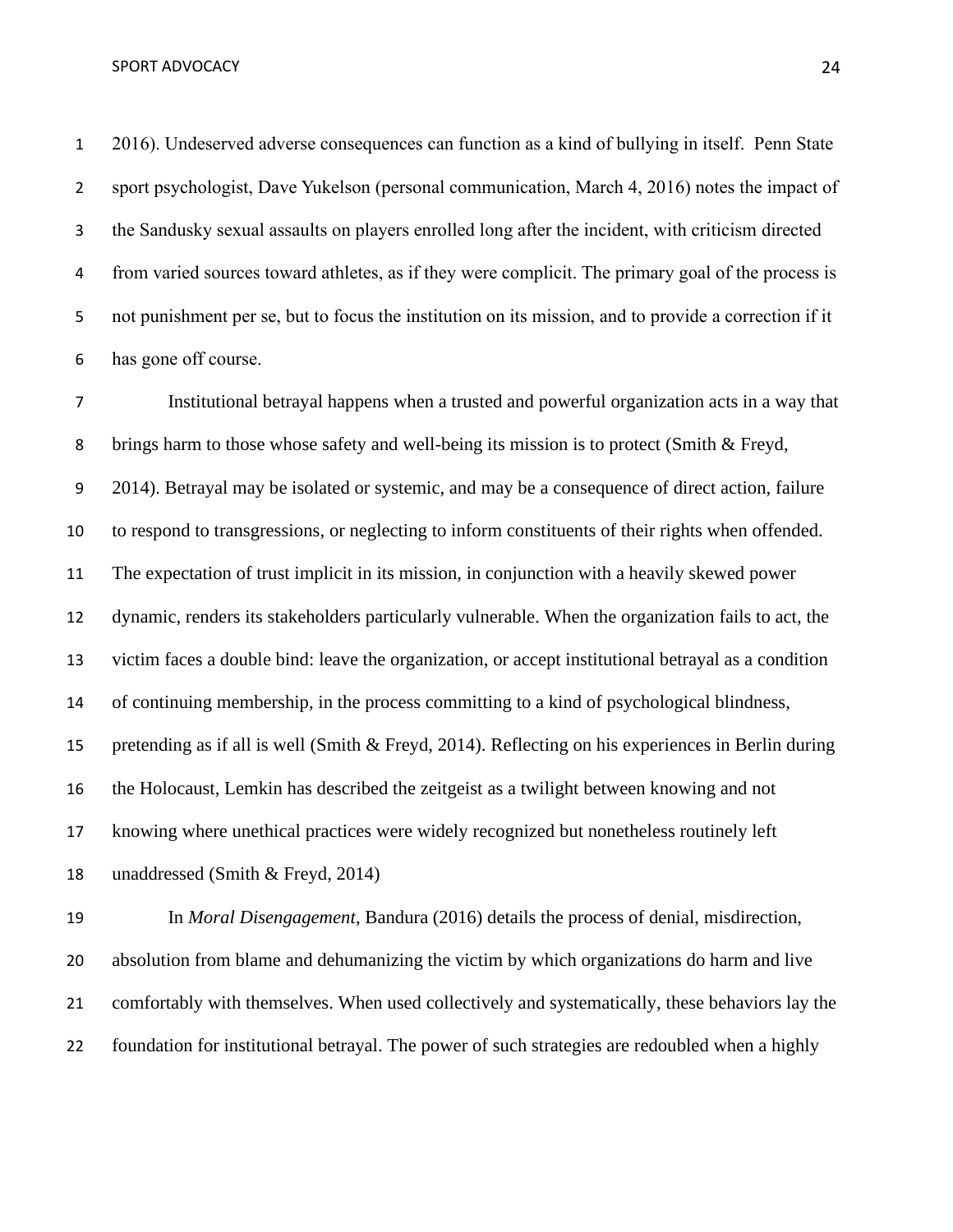2016). Undeserved adverse consequences can function as a kind of bullying in itself. Penn State sport psychologist, Dave Yukelson (personal communication, March 4, 2016) notes the impact of the Sandusky sexual assaults on players enrolled long after the incident, with criticism directed from varied sources toward athletes, as if they were complicit. The primary goal of the process is not punishment per se, but to focus the institution on its mission, and to provide a correction if it has gone off course.

Institutional betrayal happens when a trusted and powerful organization acts in a way that brings harm to those whose safety and well-being its mission is to protect (Smith & Freyd, 2014). Betrayal may be isolated or systemic, and may be a consequence of direct action, failure to respond to transgressions, or neglecting to inform constituents of their rights when offended. The expectation of trust implicit in its mission, in conjunction with a heavily skewed power dynamic, renders its stakeholders particularly vulnerable. When the organization fails to act, the victim faces a double bind: leave the organization, or accept institutional betrayal as a condition of continuing membership, in the process committing to a kind of psychological blindness, pretending as if all is well (Smith & Freyd, 2014). Reflecting on his experiences in Berlin during the Holocaust, Lemkin has described the zeitgeist as a twilight between knowing and not knowing where unethical practices were widely recognized but nonetheless routinely left unaddressed (Smith & Freyd, 2014)

In *Moral Disengagement*, Bandura (2016) details the process of denial, misdirection, absolution from blame and dehumanizing the victim by which organizations do harm and live comfortably with themselves. When used collectively and systematically, these behaviors lay the foundation for institutional betrayal. The power of such strategies are redoubled when a highly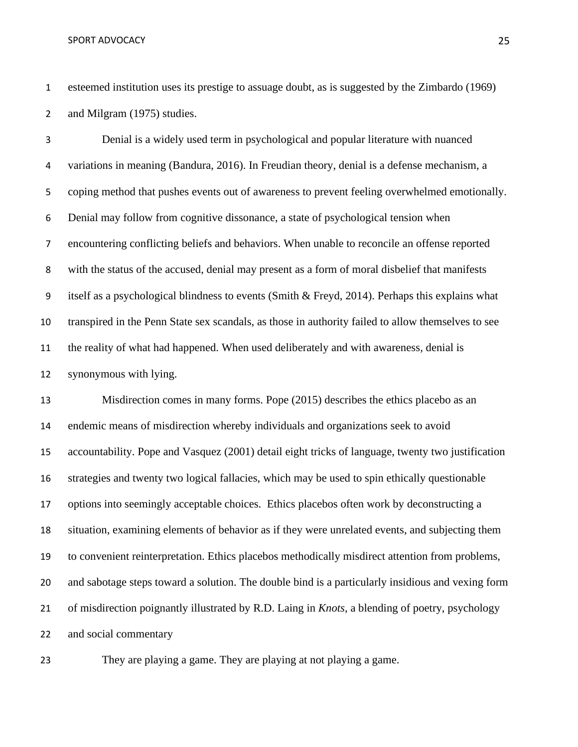esteemed institution uses its prestige to assuage doubt, as is suggested by the Zimbardo (1969) and Milgram (1975) studies.

Denial is a widely used term in psychological and popular literature with nuanced variations in meaning (Bandura, 2016). In Freudian theory, denial is a defense mechanism, a coping method that pushes events out of awareness to prevent feeling overwhelmed emotionally. Denial may follow from cognitive dissonance, a state of psychological tension when encountering conflicting beliefs and behaviors. When unable to reconcile an offense reported with the status of the accused, denial may present as a form of moral disbelief that manifests itself as a psychological blindness to events (Smith & Freyd, 2014). Perhaps this explains what transpired in the Penn State sex scandals, as those in authority failed to allow themselves to see the reality of what had happened. When used deliberately and with awareness, denial is synonymous with lying.

Misdirection comes in many forms. Pope (2015) describes the ethics placebo as an endemic means of misdirection whereby individuals and organizations seek to avoid accountability. Pope and Vasquez (2001) detail eight tricks of language, twenty two justification strategies and twenty two logical fallacies, which may be used to spin ethically questionable options into seemingly acceptable choices. Ethics placebos often work by deconstructing a situation, examining elements of behavior as if they were unrelated events, and subjecting them to convenient reinterpretation. Ethics placebos methodically misdirect attention from problems, and sabotage steps toward a solution. The double bind is a particularly insidious and vexing form of misdirection poignantly illustrated by R.D. Laing in *Knots*, a blending of poetry, psychology and social commentary

They are playing a game. They are playing at not playing a game.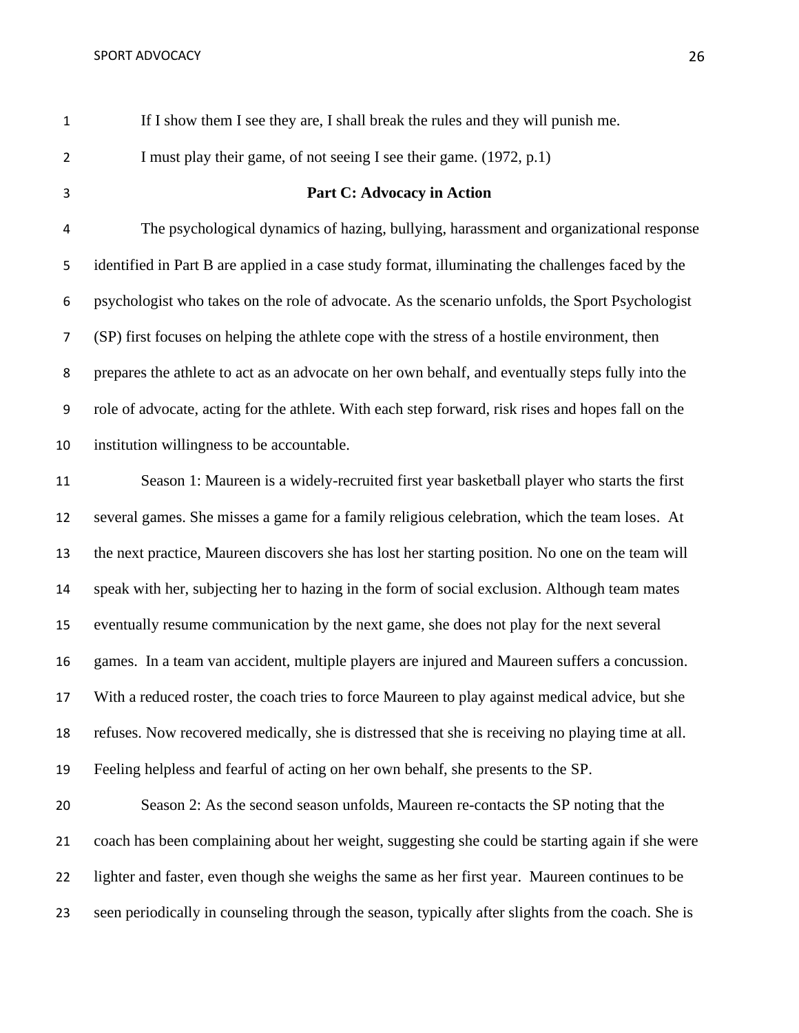If I show them I see they are, I shall break the rules and they will punish me.

I must play their game, of not seeing I see their game. (1972, p.1)

## Part C: Advocacy in Action

The psychological dynamics of hazing, bullying, harassment and organizational response identified in Part B are applied in a case study format, illuminating the challenges faced by the psychologist who takes on the role of advocate. As the scenario unfolds, the Sport Psychologist (SP) first focuses on helping the athlete cope with the stress of a hostile environment, then prepares the athlete to act as an advocate on her own behalf, and eventually steps fully into the role of advocate, acting for the athlete. With each step forward, risk rises and hopes fall on the institution willingness to be accountable.

Season 1: Maureen is a widely-recruited first year basketball player who starts the first several games. She misses a game for a family religious celebration, which the team loses. At the next practice, Maureen discovers she has lost her starting position. No one on the team will speak with her, subjecting her to hazing in the form of social exclusion. Although team mates eventually resume communication by the next game, she does not play for the next several games. In a team van accident, multiple players are injured and Maureen suffers a concussion. With a reduced roster, the coach tries to force Maureen to play against medical advice, but she refuses. Now recovered medically, she is distressed that she is receiving no playing time at all. Feeling helpless and fearful of acting on her own behalf, she presents to the SP.

Season 2: As the second season unfolds, Maureen re-contacts the SP noting that the coach has been complaining about her weight, suggesting she could be starting again if she were lighter and faster, even though she weighs the same as her first year. Maureen continues to be seen periodically in counseling through the season, typically after slights from the coach. She is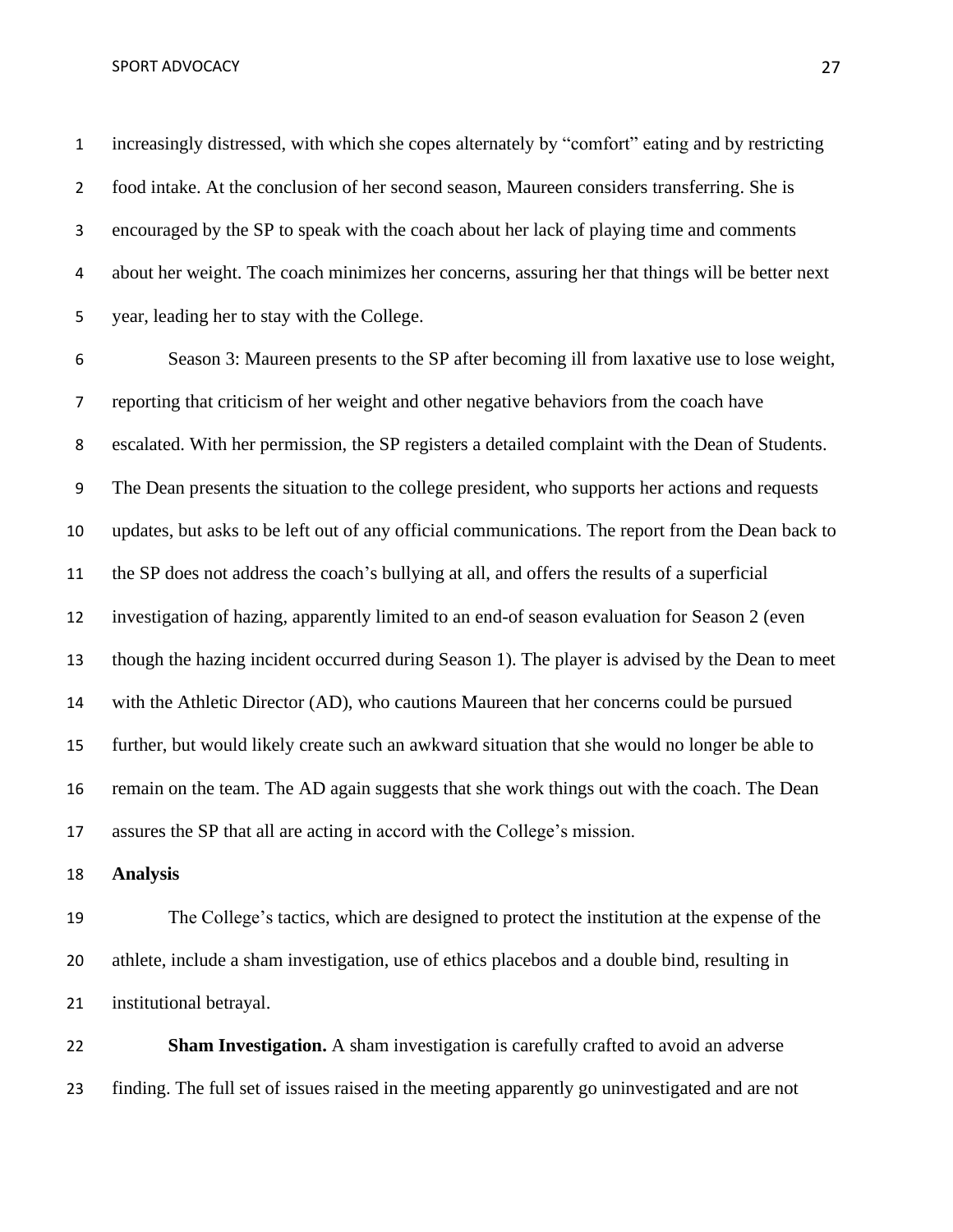increasingly distressed, with which she copes alternately by "comfort" eating and by restricting food intake. At the conclusion of her second season, Maureen considers transferring. She is encouraged by the SP to speak with the coach about her lack of playing time and comments about her weight. The coach minimizes her concerns, assuring her that things will be better next year, leading her to stay with the College.

Season 3: Maureen presents to the SP after becoming ill from laxative use to lose weight, reporting that criticism of her weight and other negative behaviors from the coach have escalated. With her permission, the SP registers a detailed complaint with the Dean of Students. The Dean presents the situation to the college president, who supports her actions and requests updates, but asks to be left out of any official communications. The report from the Dean back to the SP does not address the coach's bullying at all, and offers the results of a superficial investigation of hazing, apparently limited to an end-of season evaluation for Season 2 (even though the hazing incident occurred during Season 1). The player is advised by the Dean to meet with the Athletic Director (AD), who cautions Maureen that her concerns could be pursued further, but would likely create such an awkward situation that she would no longer be able to remain on the team. The AD again suggests that she work things out with the coach. The Dean assures the SP that all are acting in accord with the College's mission.

## Analysis

The College's tactics, which are designed to protect the institution at the expense of the athlete, include a sham investigation, use of ethics placebos and a double bind, resulting in institutional betrayal.

**Sham Investigation.** A sham investigation is carefully crafted to avoid an adverse finding. The full set of issues raised in the meeting apparently go uninvestigated and are not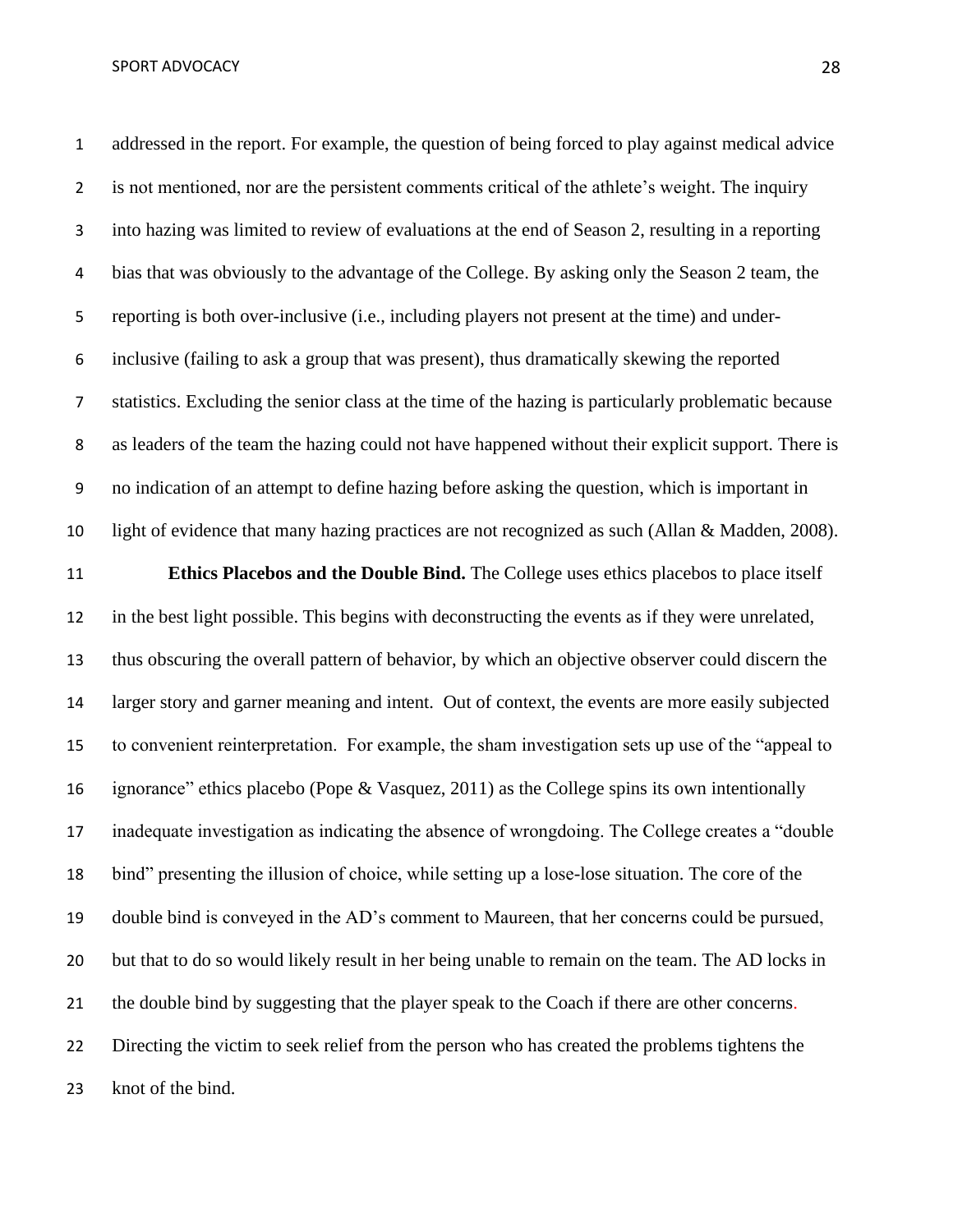addressed in the report. For example, the question of being forced to play against medical advice is not mentioned, nor are the persistent comments critical of the athlete's weight. The inquiry into hazing was limited to review of evaluations at the end of Season 2, resulting in a reporting bias that was obviously to the advantage of the College. By asking only the Season 2 team, the reporting is both over-inclusive (i.e., including players not present at the time) and under-inclusive (failing to ask a group that was present), thus dramatically skewing the reported statistics. Excluding the senior class at the time of the hazing is particularly problematic because as leaders of the team the hazing could not have happened without their explicit support. There is no indication of an attempt to define hazing before asking the question, which is important in light of evidence that many hazing practices are not recognized as such (Allan & Madden, 2008).

**Ethics Placebos and the Double Bind.** The College uses ethics placebos to place itself in the best light possible. This begins with deconstructing the events as if they were unrelated, thus obscuring the overall pattern of behavior, by which an objective observer could discern the larger story and garner meaning and intent. Out of context, the events are more easily subjected to convenient reinterpretation. For example, the sham investigation sets up use of the "appeal to ignorance" ethics placebo (Pope & Vasquez, 2011) as the College spins its own intentionally inadequate investigation as indicating the absence of wrongdoing. The College creates a "double bind" presenting the illusion of choice, while setting up a lose-lose situation. The core of the double bind is conveyed in the AD's comment to Maureen, that her concerns could be pursued, but that to do so would likely result in her being unable to remain on the team. The AD locks in the double bind by suggesting that the player speak to the Coach if there are other concerns. Directing the victim to seek relief from the person who has created the problems tightens the knot of the bind.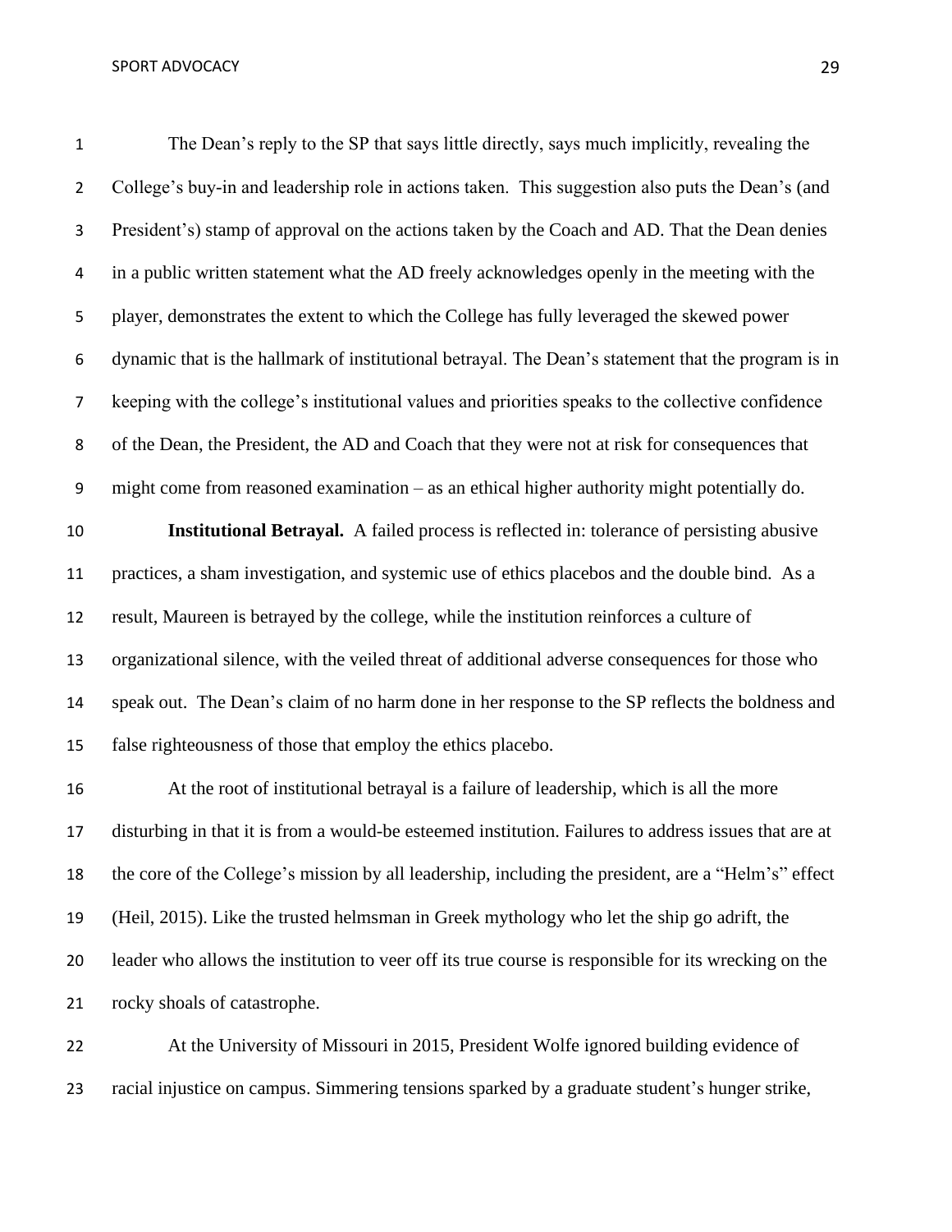The Dean's reply to the SP that says little directly, says much implicitly, revealing the College's buy-in and leadership role in actions taken. This suggestion also puts the Dean's (and President's) stamp of approval on the actions taken by the Coach and AD. That the Dean denies in a public written statement what the AD freely acknowledges openly in the meeting with the player, demonstrates the extent to which the College has fully leveraged the skewed power dynamic that is the hallmark of institutional betrayal. The Dean's statement that the program is in keeping with the college's institutional values and priorities speaks to the collective confidence of the Dean, the President, the AD and Coach that they were not at risk for consequences that might come from reasoned examination – as an ethical higher authority might potentially do.

**Institutional Betrayal.** A failed process is reflected in: tolerance of persisting abusive practices, a sham investigation, and systemic use of ethics placebos and the double bind. As a result, Maureen is betrayed by the college, while the institution reinforces a culture of organizational silence, with the veiled threat of additional adverse consequences for those who speak out. The Dean's claim of no harm done in her response to the SP reflects the boldness and false righteousness of those that employ the ethics placebo.

At the root of institutional betrayal is a failure of leadership, which is all the more disturbing in that it is from a would-be esteemed institution. Failures to address issues that are at the core of the College's mission by all leadership, including the president, are a "Helm's" effect (Heil, 2015). Like the trusted helmsman in Greek mythology who let the ship go adrift, the leader who allows the institution to veer off its true course is responsible for its wrecking on the rocky shoals of catastrophe.

At the University of Missouri in 2015, President Wolfe ignored building evidence of racial injustice on campus. Simmering tensions sparked by a graduate student's hunger strike,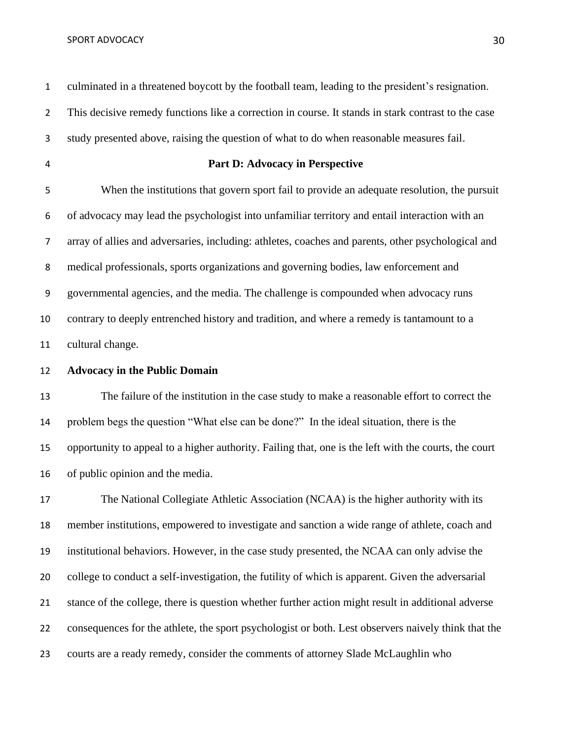culminated in a threatened boycott by the football team, leading to the president's resignation. This decisive remedy functions like a correction in course. It stands in stark contrast to the case study presented above, raising the question of what to do when reasonable measures fail.

## Part D: Advocacy in Perspective

When the institutions that govern sport fail to provide an adequate resolution, the pursuit of advocacy may lead the psychologist into unfamiliar territory and entail interaction with an array of allies and adversaries, including: athletes, coaches and parents, other psychological and medical professionals, sports organizations and governing bodies, law enforcement and governmental agencies, and the media. The challenge is compounded when advocacy runs contrary to deeply entrenched history and tradition, and where a remedy is tantamount to a cultural change.

### Advocacy in the Public Domain

The failure of the institution in the case study to make a reasonable effort to correct the problem begs the question "What else can be done?" In the ideal situation, there is the opportunity to appeal to a higher authority. Failing that, one is the left with the courts, the court of public opinion and the media.

The National Collegiate Athletic Association (NCAA) is the higher authority with its member institutions, empowered to investigate and sanction a wide range of athlete, coach and institutional behaviors. However, in the case study presented, the NCAA can only advise the college to conduct a self-investigation, the futility of which is apparent. Given the adversarial stance of the college, there is question whether further action might result in additional adverse consequences for the athlete, the sport psychologist or both. Lest observers naively think that the courts are a ready remedy, consider the comments of attorney Slade McLaughlin who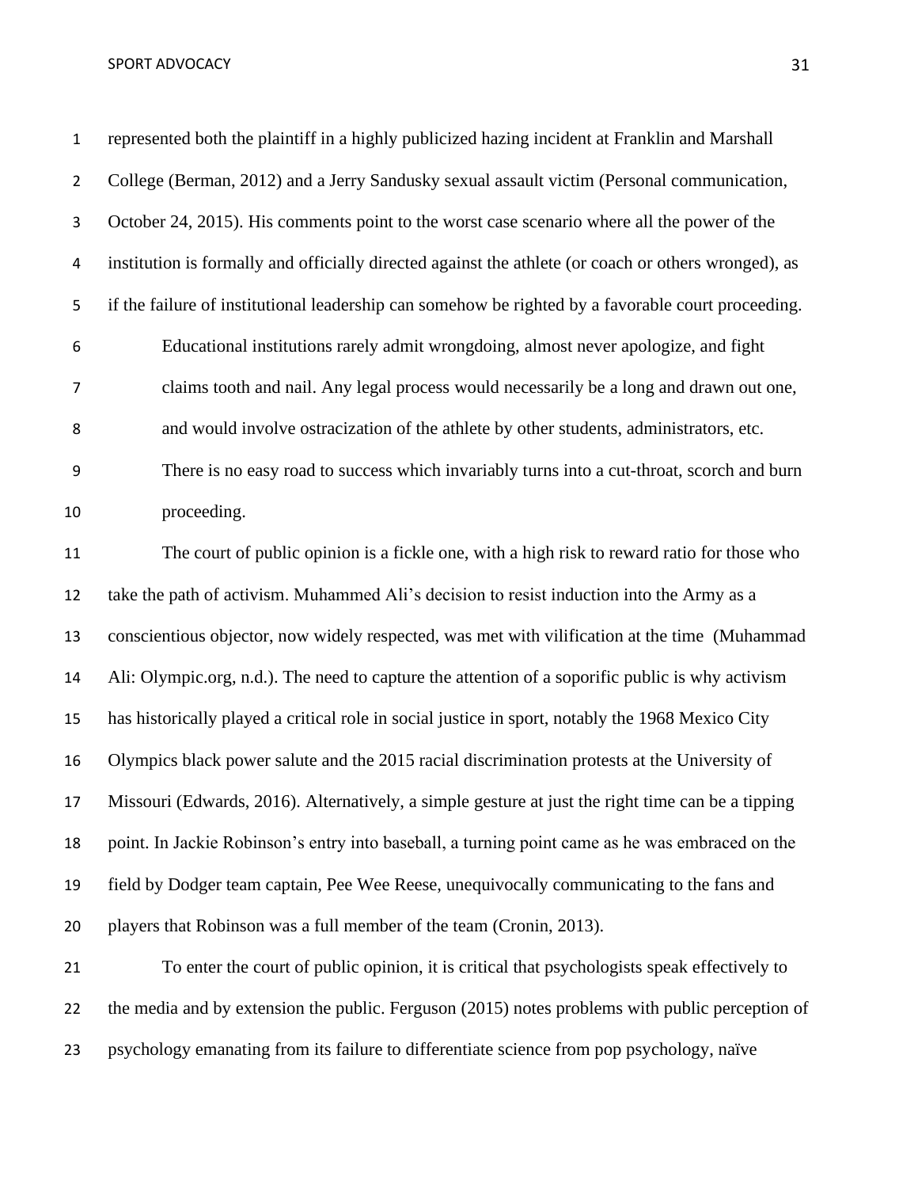represented both the plaintiff in a highly publicized hazing incident at Franklin and Marshall College (Berman, 2012) and a Jerry Sandusky sexual assault victim (Personal communication, October 24, 2015). His comments point to the worst case scenario where all the power of the institution is formally and officially directed against the athlete (or coach or others wronged), as if the failure of institutional leadership can somehow be righted by a favorable court proceeding.

> Educational institutions rarely admit wrongdoing, almost never apologize, and fight claims tooth and nail. Any legal process would necessarily be a long and drawn out one, and would involve ostracization of the athlete by other students, administrators, etc. There is no easy road to success which invariably turns into a cut-throat, scorch and burn proceeding.

The court of public opinion is a fickle one, with a high risk to reward ratio for those who take the path of activism. Muhammed Ali's decision to resist induction into the Army as a conscientious objector, now widely respected, was met with vilification at the time (Muhammad Ali: Olympic.org, n.d.). The need to capture the attention of a soporific public is why activism has historically played a critical role in social justice in sport, notably the 1968 Mexico City Olympics black power salute and the 2015 racial discrimination protests at the University of Missouri (Edwards, 2016). Alternatively, a simple gesture at just the right time can be a tipping point. In Jackie Robinson's entry into baseball, a turning point came as he was embraced on the field by Dodger team captain, Pee Wee Reese, unequivocally communicating to the fans and players that Robinson was a full member of the team (Cronin, 2013).

To enter the court of public opinion, it is critical that psychologists speak effectively to the media and by extension the public. Ferguson (2015) notes problems with public perception of psychology emanating from its failure to differentiate science from pop psychology, naïve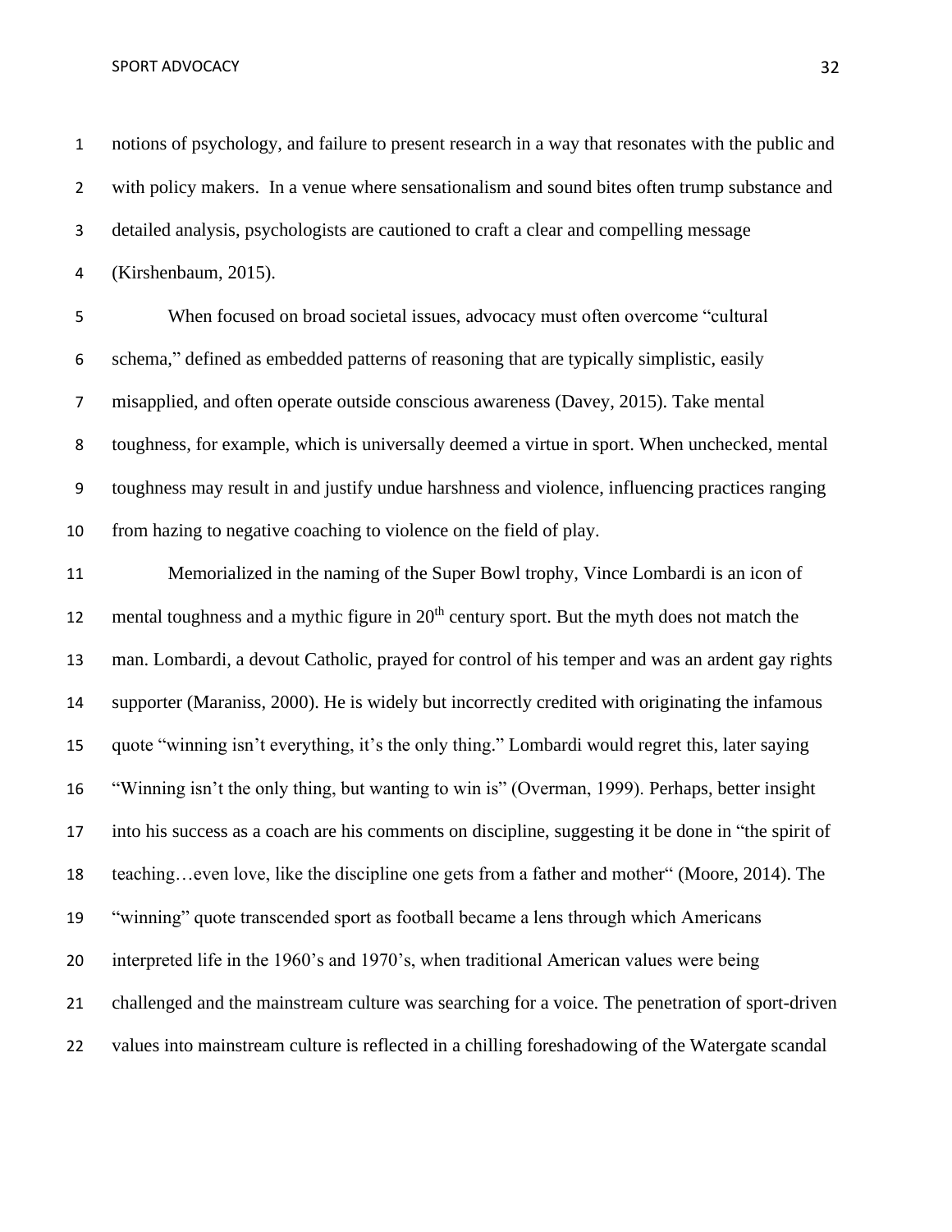notions of psychology, and failure to present research in a way that resonates with the public and with policy makers. In a venue where sensationalism and sound bites often trump substance and detailed analysis, psychologists are cautioned to craft a clear and compelling message (Kirshenbaum, 2015).

When focused on broad societal issues, advocacy must often overcome "cultural schema," defined as embedded patterns of reasoning that are typically simplistic, easily misapplied, and often operate outside conscious awareness (Davey, 2015). Take mental toughness, for example, which is universally deemed a virtue in sport. When unchecked, mental toughness may result in and justify undue harshness and violence, influencing practices ranging from hazing to negative coaching to violence on the field of play.

Memorialized in the naming of the Super Bowl trophy, Vince Lombardi is an icon of mental toughness and a mythic figure in 20th century sport. But the myth does not match the man. Lombardi, a devout Catholic, prayed for control of his temper and was an ardent gay rights supporter (Maraniss, 2000). He is widely but incorrectly credited with originating the infamous quote "winning isn't everything, it's the only thing." Lombardi would regret this, later saying "Winning isn't the only thing, but wanting to win is" (Overman, 1999). Perhaps, better insight into his success as a coach are his comments on discipline, suggesting it be done in "the spirit of teaching…even love, like the discipline one gets from a father and mother" (Moore, 2014). The "winning" quote transcended sport as football became a lens through which Americans interpreted life in the 1960's and 1970's, when traditional American values were being challenged and the mainstream culture was searching for a voice. The penetration of sport-driven values into mainstream culture is reflected in a chilling foreshadowing of the Watergate scandal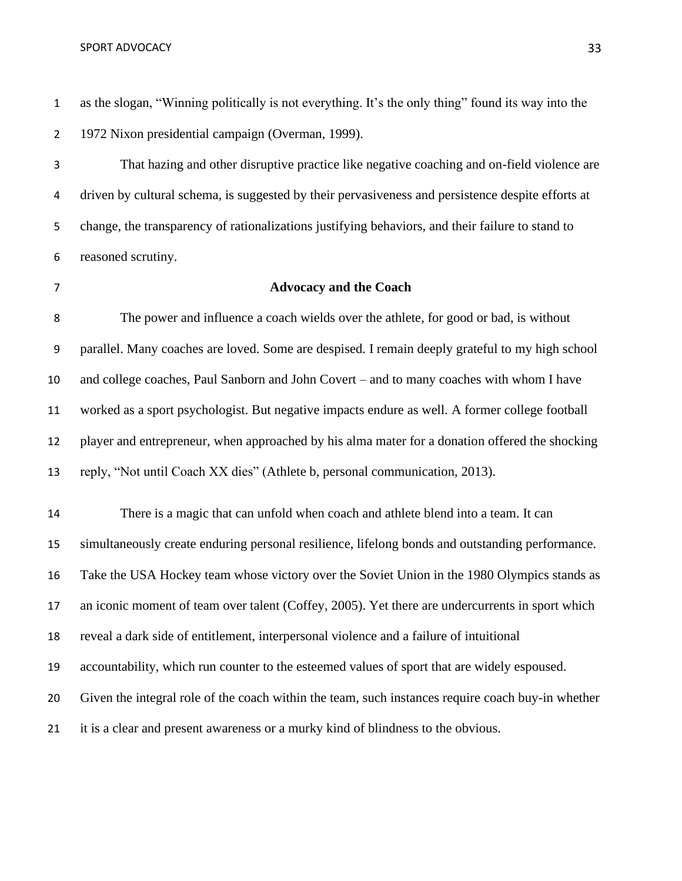as the slogan, "Winning politically is not everything. It's the only thing" found its way into the 1972 Nixon presidential campaign (Overman, 1999).

That hazing and other disruptive practice like negative coaching and on-field violence are driven by cultural schema, is suggested by their pervasiveness and persistence despite efforts at change, the transparency of rationalizations justifying behaviors, and their failure to stand to reasoned scrutiny.

## Advocacy and the Coach

The power and influence a coach wields over the athlete, for good or bad, is without parallel. Many coaches are loved. Some are despised. I remain deeply grateful to my high school and college coaches, Paul Sanborn and John Covert – and to many coaches with whom I have worked as a sport psychologist. But negative impacts endure as well. A former college football player and entrepreneur, when approached by his alma mater for a donation offered the shocking reply, "Not until Coach XX dies" (Athlete b, personal communication, 2013).

There is a magic that can unfold when coach and athlete blend into a team. It can simultaneously create enduring personal resilience, lifelong bonds and outstanding performance. Take the USA Hockey team whose victory over the Soviet Union in the 1980 Olympics stands as an iconic moment of team over talent (Coffey, 2005). Yet there are undercurrents in sport which reveal a dark side of entitlement, interpersonal violence and a failure of intuitional accountability, which run counter to the esteemed values of sport that are widely espoused. Given the integral role of the coach within the team, such instances require coach buy-in whether it is a clear and present awareness or a murky kind of blindness to the obvious.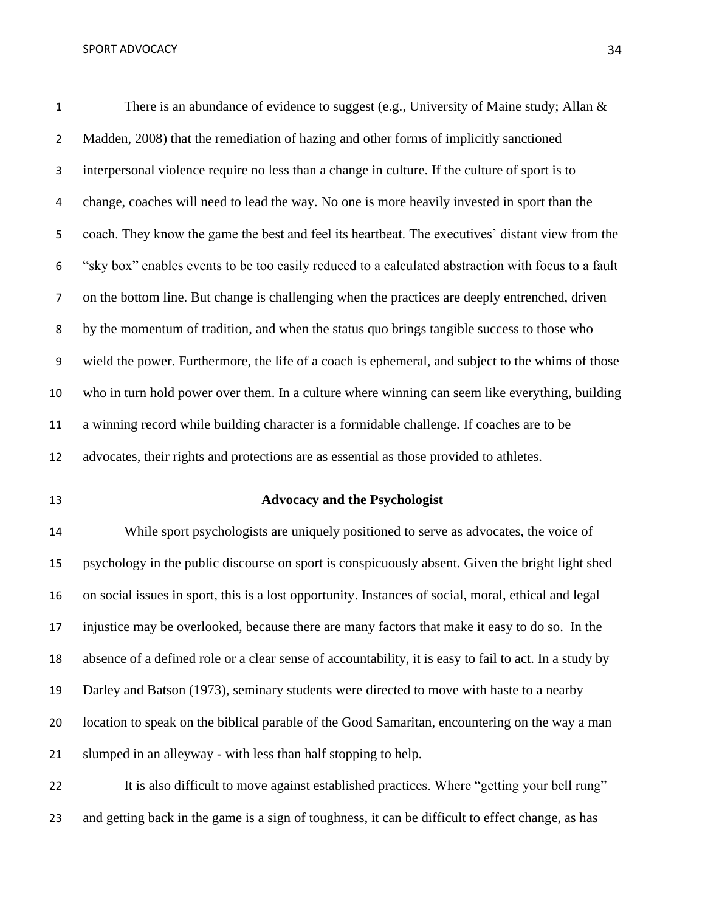There is an abundance of evidence to suggest (e.g., University of Maine study; Allan & Madden, 2008) that the remediation of hazing and other forms of implicitly sanctioned interpersonal violence require no less than a change in culture. If the culture of sport is to change, coaches will need to lead the way. No one is more heavily invested in sport than the coach. They know the game the best and feel its heartbeat. The executives' distant view from the "sky box" enables events to be too easily reduced to a calculated abstraction with focus to a fault on the bottom line. But change is challenging when the practices are deeply entrenched, driven by the momentum of tradition, and when the status quo brings tangible success to those who wield the power. Furthermore, the life of a coach is ephemeral, and subject to the whims of those who in turn hold power over them. In a culture where winning can seem like everything, building a winning record while building character is a formidable challenge. If coaches are to be advocates, their rights and protections are as essential as those provided to athletes.

## Advocacy and the Psychologist

While sport psychologists are uniquely positioned to serve as advocates, the voice of psychology in the public discourse on sport is conspicuously absent. Given the bright light shed on social issues in sport, this is a lost opportunity. Instances of social, moral, ethical and legal injustice may be overlooked, because there are many factors that make it easy to do so. In the absence of a defined role or a clear sense of accountability, it is easy to fail to act. In a study by Darley and Batson (1973), seminary students were directed to move with haste to a nearby location to speak on the biblical parable of the Good Samaritan, encountering on the way a man slumped in an alleyway - with less than half stopping to help.

It is also difficult to move against established practices. Where "getting your bell rung" and getting back in the game is a sign of toughness, it can be difficult to effect change, as has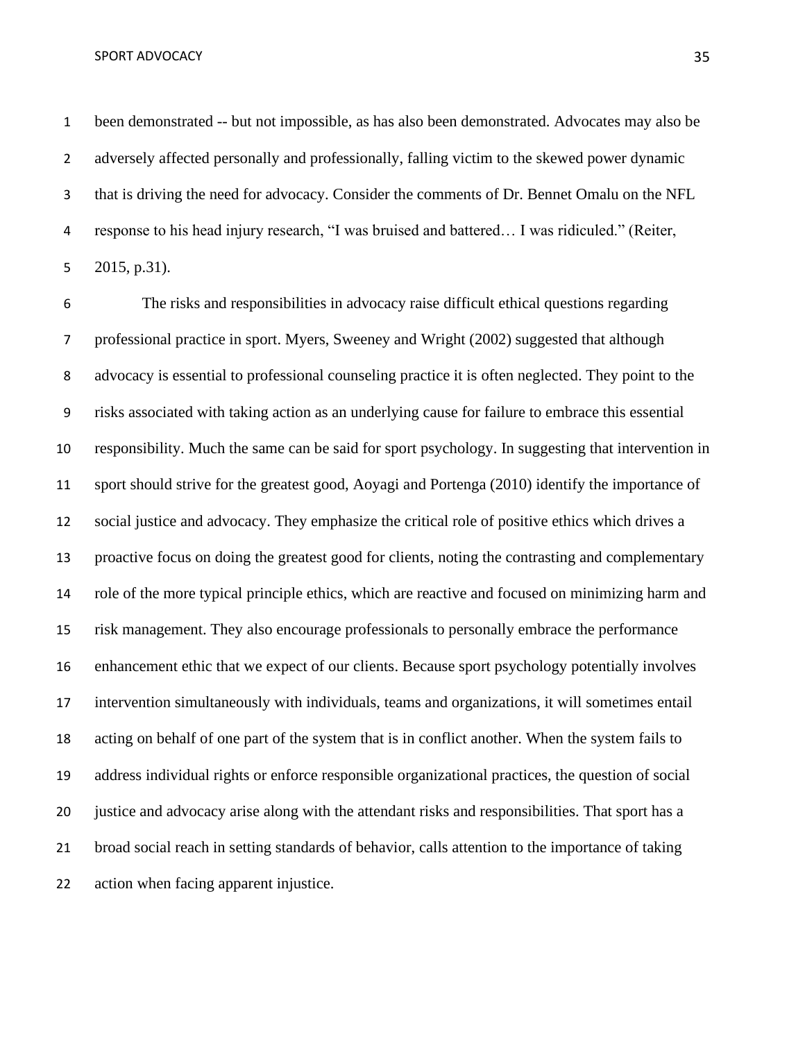been demonstrated -- but not impossible, as has also been demonstrated. Advocates may also be adversely affected personally and professionally, falling victim to the skewed power dynamic that is driving the need for advocacy. Consider the comments of Dr. Bennet Omalu on the NFL response to his head injury research, "I was bruised and battered… I was ridiculed." (Reiter, 2015, p.31).

The risks and responsibilities in advocacy raise difficult ethical questions regarding professional practice in sport. Myers, Sweeney and Wright (2002) suggested that although advocacy is essential to professional counseling practice it is often neglected. They point to the risks associated with taking action as an underlying cause for failure to embrace this essential responsibility. Much the same can be said for sport psychology. In suggesting that intervention in sport should strive for the greatest good, Aoyagi and Portenga (2010) identify the importance of social justice and advocacy. They emphasize the critical role of positive ethics which drives a proactive focus on doing the greatest good for clients, noting the contrasting and complementary role of the more typical principle ethics, which are reactive and focused on minimizing harm and risk management. They also encourage professionals to personally embrace the performance enhancement ethic that we expect of our clients. Because sport psychology potentially involves intervention simultaneously with individuals, teams and organizations, it will sometimes entail acting on behalf of one part of the system that is in conflict another. When the system fails to address individual rights or enforce responsible organizational practices, the question of social justice and advocacy arise along with the attendant risks and responsibilities. That sport has a broad social reach in setting standards of behavior, calls attention to the importance of taking action when facing apparent injustice.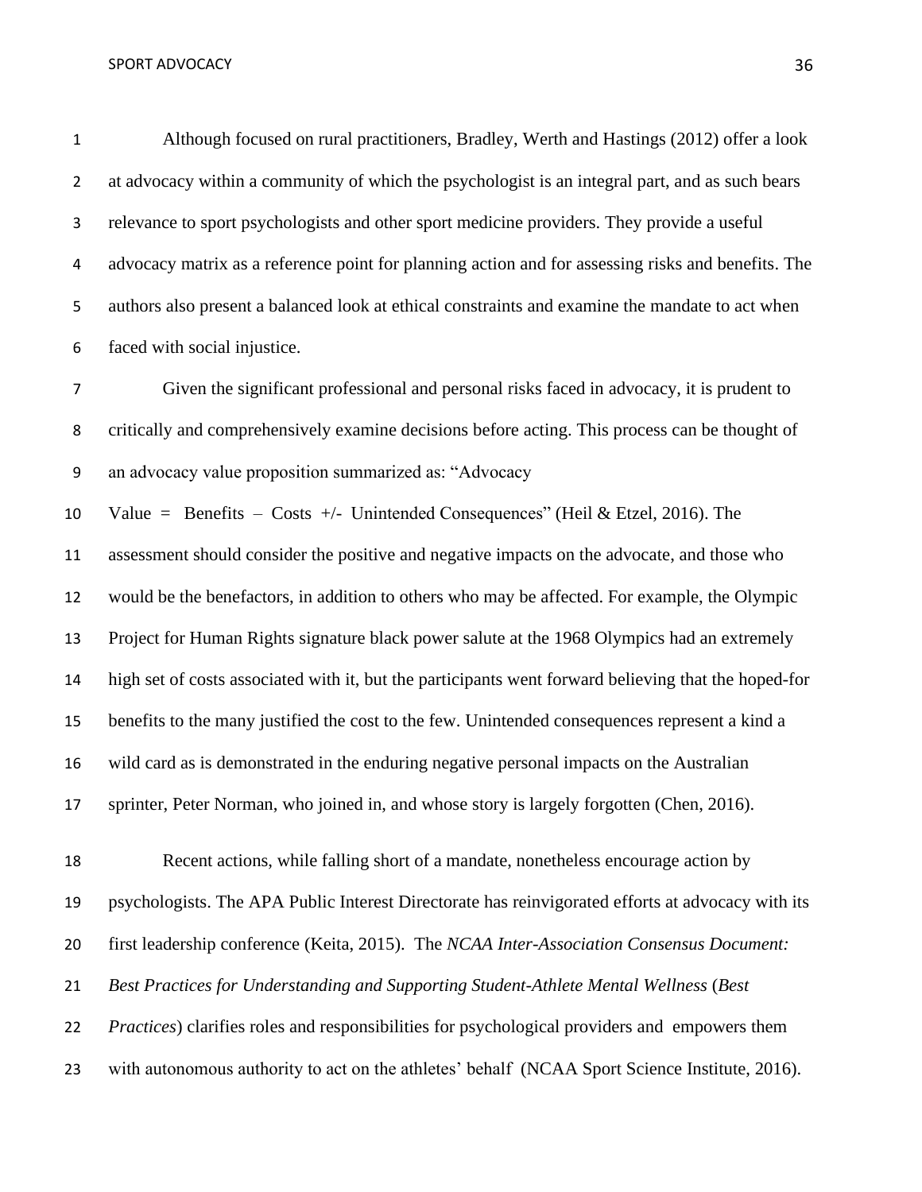Although focused on rural practitioners, Bradley, Werth and Hastings (2012) offer a look at advocacy within a community of which the psychologist is an integral part, and as such bears relevance to sport psychologists and other sport medicine providers. They provide a useful advocacy matrix as a reference point for planning action and for assessing risks and benefits. The authors also present a balanced look at ethical constraints and examine the mandate to act when faced with social injustice.

Given the significant professional and personal risks faced in advocacy, it is prudent to critically and comprehensively examine decisions before acting. This process can be thought of an advocacy value proposition summarized as: "Advocacy Value = Benefits – Costs +/- Unintended Consequences" (Heil & Etzel, 2016). The assessment should consider the positive and negative impacts on the advocate, and those who would be the benefactors, in addition to others who may be affected. For example, the Olympic Project for Human Rights signature black power salute at the 1968 Olympics had an extremely high set of costs associated with it, but the participants went forward believing that the hoped-for benefits to the many justified the cost to the few. Unintended consequences represent a kind a wild card as is demonstrated in the enduring negative personal impacts on the Australian sprinter, Peter Norman, who joined in, and whose story is largely forgotten (Chen, 2016).

Recent actions, while falling short of a mandate, nonetheless encourage action by psychologists. The APA Public Interest Directorate has reinvigorated efforts at advocacy with its first leadership conference (Keita, 2015). The *NCAA Inter-Association Consensus Document: Best Practices for Understanding and Supporting Student-Athlete Mental Wellness* (*Best Practices*) clarifies roles and responsibilities for psychological providers and empowers them with autonomous authority to act on the athletes' behalf (NCAA Sport Science Institute, 2016).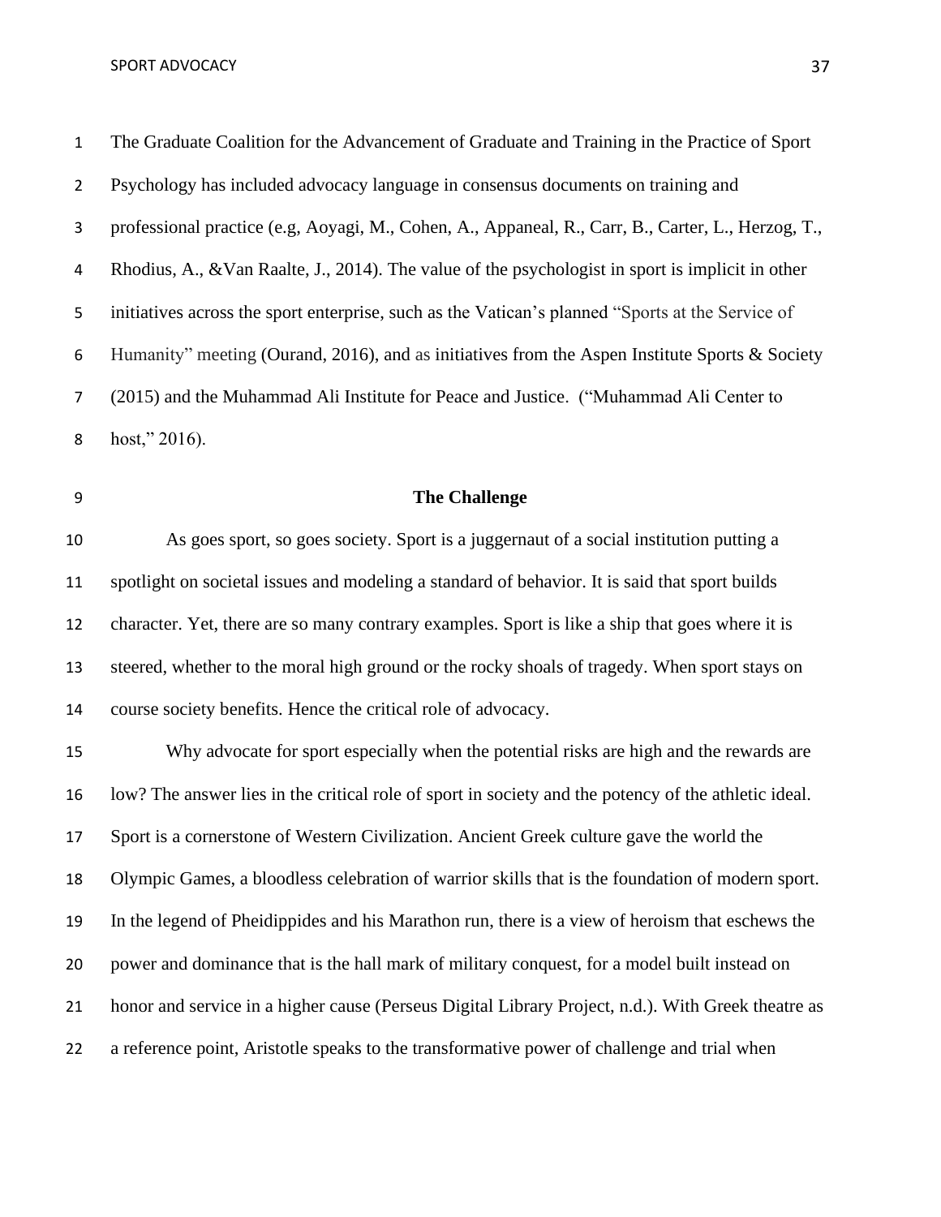The Graduate Coalition for the Advancement of Graduate and Training in the Practice of Sport Psychology has included advocacy language in consensus documents on training and professional practice (e.g, Aoyagi, M., Cohen, A., Appaneal, R., Carr, B., Carter, L., Herzog, T., Rhodius, A., &Van Raalte, J., 2014). The value of the psychologist in sport is implicit in other initiatives across the sport enterprise, such as the Vatican's planned "Sports at the Service of Humanity" meeting (Ourand, 2016), and as initiatives from the Aspen Institute Sports & Society (2015) and the Muhammad Ali Institute for Peace and Justice. ("Muhammad Ali Center to host," 2016).

## The Challenge

As goes sport, so goes society. Sport is a juggernaut of a social institution putting a spotlight on societal issues and modeling a standard of behavior. It is said that sport builds character. Yet, there are so many contrary examples. Sport is like a ship that goes where it is steered, whether to the moral high ground or the rocky shoals of tragedy. When sport stays on course society benefits. Hence the critical role of advocacy.

Why advocate for sport especially when the potential risks are high and the rewards are low? The answer lies in the critical role of sport in society and the potency of the athletic ideal. Sport is a cornerstone of Western Civilization. Ancient Greek culture gave the world the Olympic Games, a bloodless celebration of warrior skills that is the foundation of modern sport. In the legend of Pheidippides and his Marathon run, there is a view of heroism that eschews the power and dominance that is the hall mark of military conquest, for a model built instead on honor and service in a higher cause (Perseus Digital Library Project, n.d.). With Greek theatre as a reference point, Aristotle speaks to the transformative power of challenge and trial when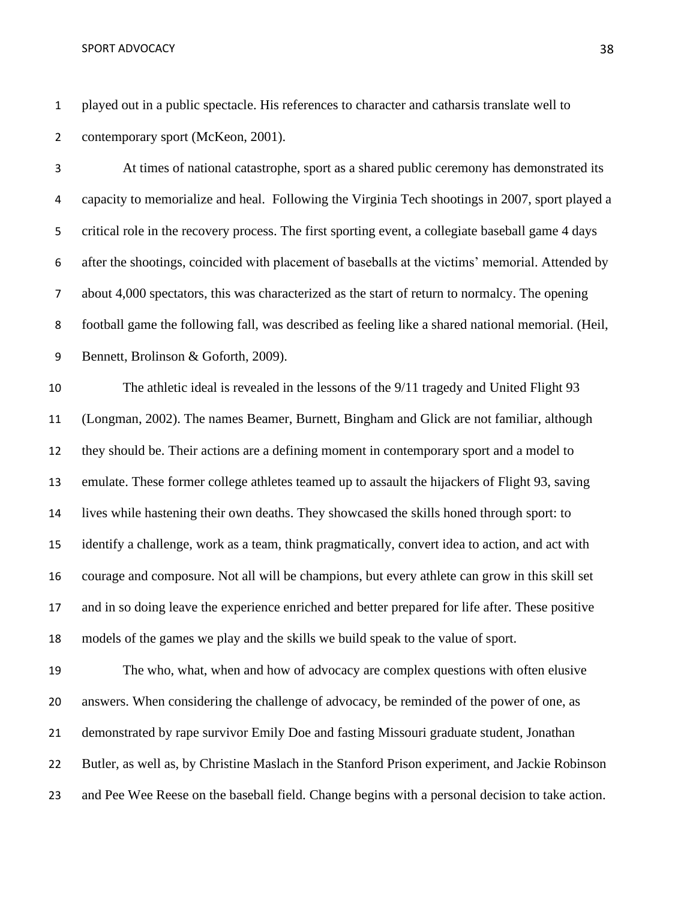played out in a public spectacle. His references to character and catharsis translate well to contemporary sport (McKeon, 2001).

At times of national catastrophe, sport as a shared public ceremony has demonstrated its capacity to memorialize and heal. Following the Virginia Tech shootings in 2007, sport played a critical role in the recovery process. The first sporting event, a collegiate baseball game 4 days after the shootings, coincided with placement of baseballs at the victims' memorial. Attended by about 4,000 spectators, this was characterized as the start of return to normalcy. The opening football game the following fall, was described as feeling like a shared national memorial. (Heil, Bennett, Brolinson & Goforth, 2009).

The athletic ideal is revealed in the lessons of the 9/11 tragedy and United Flight 93 (Longman, 2002). The names Beamer, Burnett, Bingham and Glick are not familiar, although they should be. Their actions are a defining moment in contemporary sport and a model to emulate. These former college athletes teamed up to assault the hijackers of Flight 93, saving lives while hastening their own deaths. They showcased the skills honed through sport: to identify a challenge, work as a team, think pragmatically, convert idea to action, and act with courage and composure. Not all will be champions, but every athlete can grow in this skill set and in so doing leave the experience enriched and better prepared for life after. These positive models of the games we play and the skills we build speak to the value of sport.

The who, what, when and how of advocacy are complex questions with often elusive answers. When considering the challenge of advocacy, be reminded of the power of one, as demonstrated by rape survivor Emily Doe and fasting Missouri graduate student, Jonathan Butler, as well as, by Christine Maslach in the Stanford Prison experiment, and Jackie Robinson and Pee Wee Reese on the baseball field. Change begins with a personal decision to take action.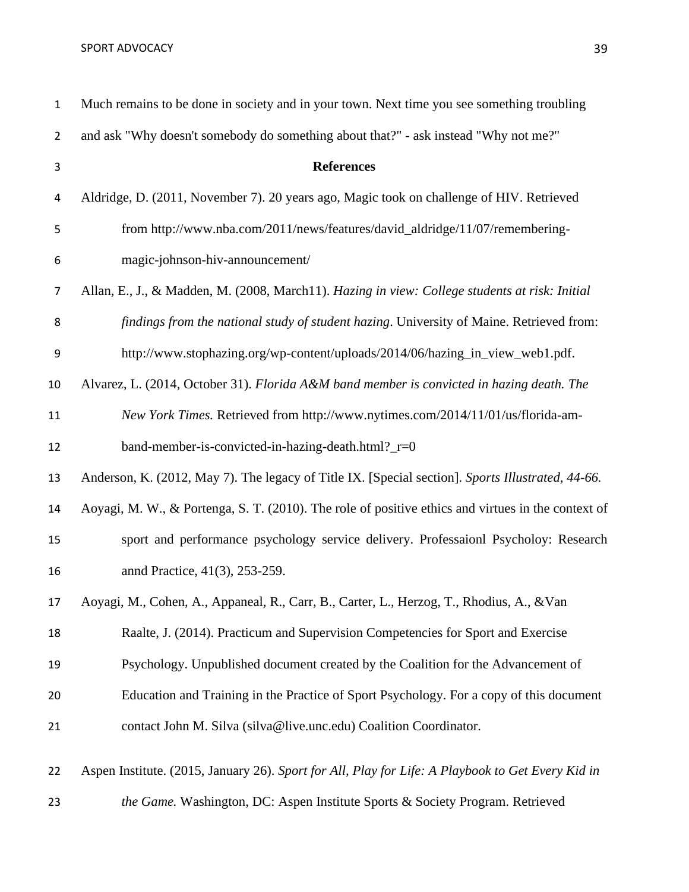Much remains to be done in society and in your town. Next time you see something troubling and ask "Why doesn't somebody do something about that?" - ask instead "Why not me?"

## References

Aldridge, D. (2011, November 7). 20 years ago, Magic took on challenge of HIV. Retrieved from http://www.nba.com/2011/news/features/david_aldridge/11/07/remembering-magic-johnson-hiv-announcement/

Allan, E., J., & Madden, M. (2008, March11). *Hazing in view: College students at risk: Initial findings from the national study of student hazing*. University of Maine. Retrieved from: http://www.stophazing.org/wp-content/uploads/2014/06/hazing_in_view_web1.pdf.

Alvarez, L. (2014, October 31). *Florida A&M band member is convicted in hazing death. The New York Times.* Retrieved from http://www.nytimes.com/2014/11/01/us/florida-am-band-member-is-convicted-in-hazing-death.html?_r=0

Anderson, K. (2012, May 7). The legacy of Title IX. [Special section]. *Sports Illustrated, 44-66.*

Aoyagi, M. W., & Portenga, S. T. (2010). The role of positive ethics and virtues in the context of sport and performance psychology service delivery. Professaionl Psycholoy: Research annd Practice, 41(3), 253-259.

Aoyagi, M., Cohen, A., Appaneal, R., Carr, B., Carter, L., Herzog, T., Rhodius, A., &Van Raalte, J. (2014). Practicum and Supervision Competencies for Sport and Exercise Psychology. Unpublished document created by the Coalition for the Advancement of Education and Training in the Practice of Sport Psychology. For a copy of this document contact John M. Silva (silva@live.unc.edu) Coalition Coordinator.

Aspen Institute. (2015, January 26). *Sport for All, Play for Life: A Playbook to Get Every Kid in the Game.* Washington, DC: Aspen Institute Sports & Society Program. Retrieved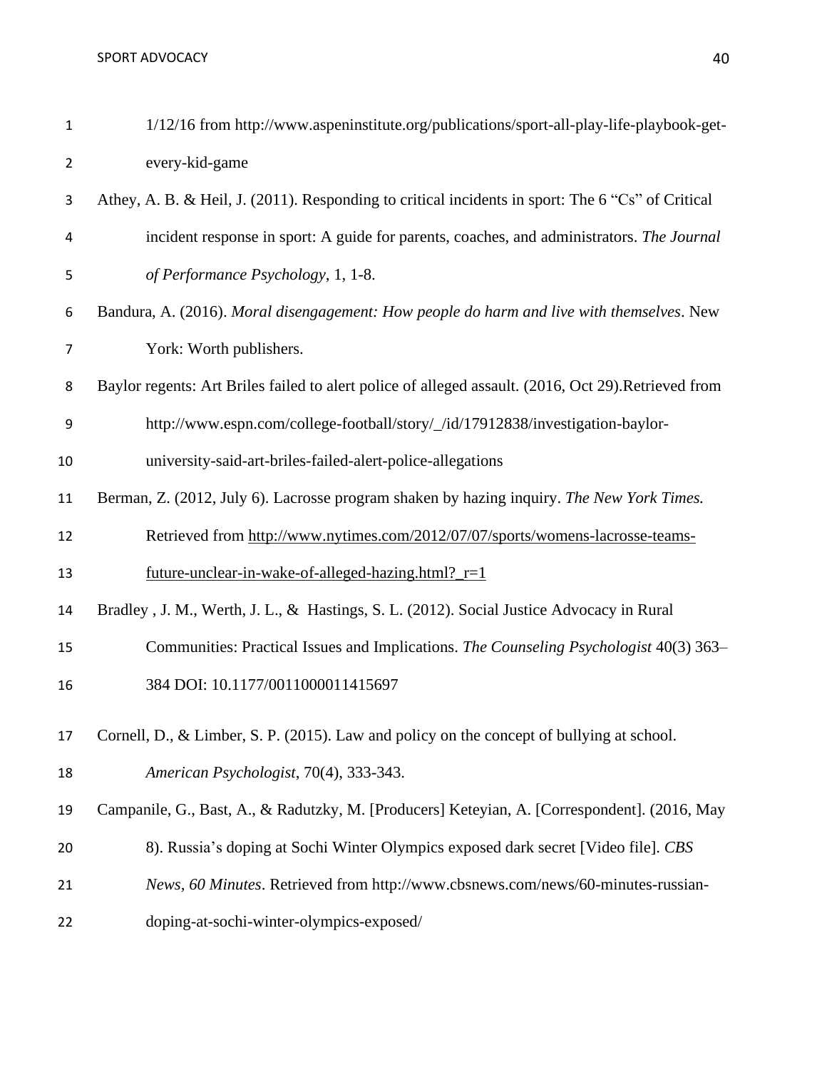1/12/16 from http://www.aspeninstitute.org/publications/sport-all-play-life-playbook-get-every-kid-game

Athey, A. B. & Heil, J. (2011). Responding to critical incidents in sport: The 6 "Cs" of Critical incident response in sport: A guide for parents, coaches, and administrators. *The Journal of Performance Psychology*, 1, 1-8.

Bandura, A. (2016). *Moral disengagement: How people do harm and live with themselves*. New York: Worth publishers.

Baylor regents: Art Briles failed to alert police of alleged assault. (2016, Oct 29).Retrieved from http://www.espn.com/college-football/story/_/id/17912838/investigation-baylor-university-said-art-briles-failed-alert-police-allegations

Berman, Z. (2012, July 6). Lacrosse program shaken by hazing inquiry. *The New York Times.* Retrieved from http://www.nytimes.com/2012/07/07/sports/womens-lacrosse-teams-future-unclear-in-wake-of-alleged-hazing.html?_r=1

Bradley , J. M., Werth, J. L., & Hastings, S. L. (2012). Social Justice Advocacy in Rural Communities: Practical Issues and Implications. *The Counseling Psychologist* 40(3) 363–384 DOI: 10.1177/0011000011415697

Cornell, D., & Limber, S. P. (2015). Law and policy on the concept of bullying at school. *American Psychologist*, 70(4), 333-343.

Campanile, G., Bast, A., & Radutzky, M. [Producers] Keteyian, A. [Correspondent]. (2016, May 8). Russia's doping at Sochi Winter Olympics exposed dark secret [Video file]. *CBS News, 60 Minutes*. Retrieved from http://www.cbsnews.com/news/60-minutes-russian-doping-at-sochi-winter-olympics-exposed/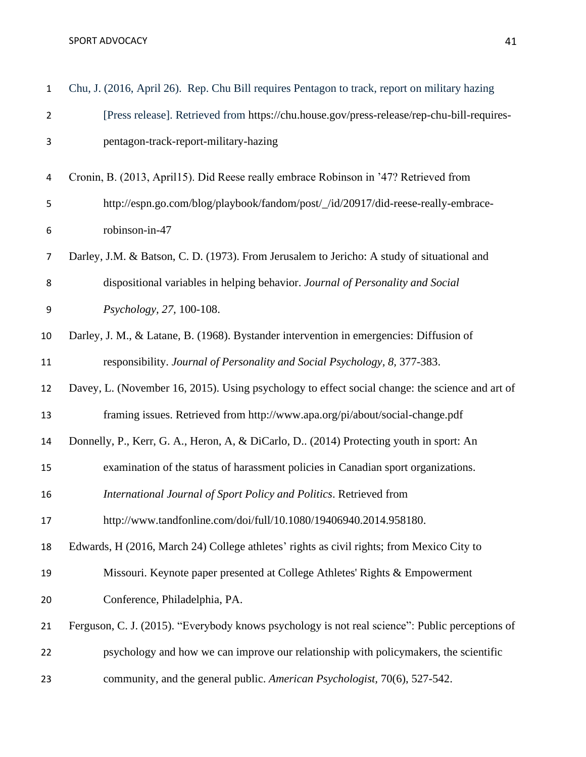Chu, J. (2016, April 26). Rep. Chu Bill requires Pentagon to track, report on military hazing [Press release]. Retrieved from https://chu.house.gov/press-release/rep-chu-bill-requires-pentagon-track-report-military-hazing

Cronin, B. (2013, April15). Did Reese really embrace Robinson in '47? Retrieved from http://espn.go.com/blog/playbook/fandom/post/_/id/20917/did-reese-really-embrace-robinson-in-47

Darley, J.M. & Batson, C. D. (1973). From Jerusalem to Jericho: A study of situational and dispositional variables in helping behavior. *Journal of Personality and Social Psychology, 27,* 100-108.

Darley, J. M., & Latane, B. (1968). Bystander intervention in emergencies: Diffusion of responsibility. *Journal of Personality and Social Psychology, 8,* 377-383.

Davey, L. (November 16, 2015). Using psychology to effect social change: the science and art of framing issues. Retrieved from http://www.apa.org/pi/about/social-change.pdf

Donnelly, P., Kerr, G. A., Heron, A, & DiCarlo, D.. (2014) Protecting youth in sport: An examination of the status of harassment policies in Canadian sport organizations. *International Journal of Sport Policy and Politics*. Retrieved from http://www.tandfonline.com/doi/full/10.1080/19406940.2014.958180.

Edwards, H (2016, March 24) College athletes' rights as civil rights; from Mexico City to Missouri. Keynote paper presented at College Athletes' Rights & Empowerment Conference, Philadelphia, PA.

Ferguson, C. J. (2015). "Everybody knows psychology is not real science": Public perceptions of psychology and how we can improve our relationship with policymakers, the scientific community, and the general public. *American Psychologist*, 70(6), 527-542.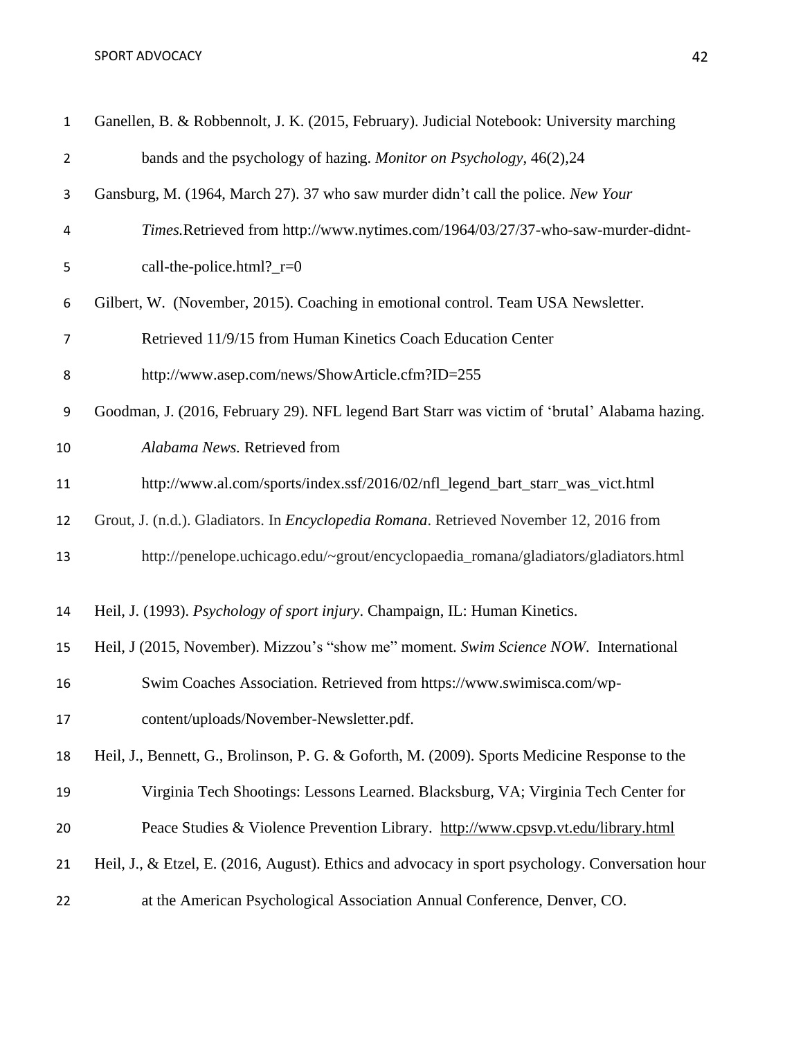Ganellen, B. & Robbennolt, J. K. (2015, February). Judicial Notebook: University marching bands and the psychology of hazing. *Monitor on Psychology*, 46(2),24

Gansburg, M. (1964, March 27). 37 who saw murder didn't call the police. *New Your Times.*Retrieved from http://www.nytimes.com/1964/03/27/37-who-saw-murder-didnt-call-the-police.html?_r=0

Gilbert, W. (November, 2015). Coaching in emotional control. Team USA Newsletter. Retrieved 11/9/15 from Human Kinetics Coach Education Center http://www.asep.com/news/ShowArticle.cfm?ID=255

Goodman, J. (2016, February 29). NFL legend Bart Starr was victim of 'brutal' Alabama hazing. *Alabama News.* Retrieved from http://www.al.com/sports/index.ssf/2016/02/nfl_legend_bart_starr_was_vict.html

Grout, J. (n.d.). Gladiators. In *Encyclopedia Romana*. Retrieved November 12, 2016 from http://penelope.uchicago.edu/~grout/encyclopaedia_romana/gladiators/gladiators.html

Heil, J. (1993). *Psychology of sport injury*. Champaign, IL: Human Kinetics.

Heil, J (2015, November). Mizzou's "show me" moment. *Swim Science NOW*. International Swim Coaches Association. Retrieved from https://www.swimisca.com/wp-content/uploads/November-Newsletter.pdf.

Heil, J., Bennett, G., Brolinson, P. G. & Goforth, M. (2009). Sports Medicine Response to the Virginia Tech Shootings: Lessons Learned. Blacksburg, VA; Virginia Tech Center for Peace Studies & Violence Prevention Library. http://www.cpsvp.vt.edu/library.html

Heil, J., & Etzel, E. (2016, August). Ethics and advocacy in sport psychology. Conversation hour at the American Psychological Association Annual Conference, Denver, CO.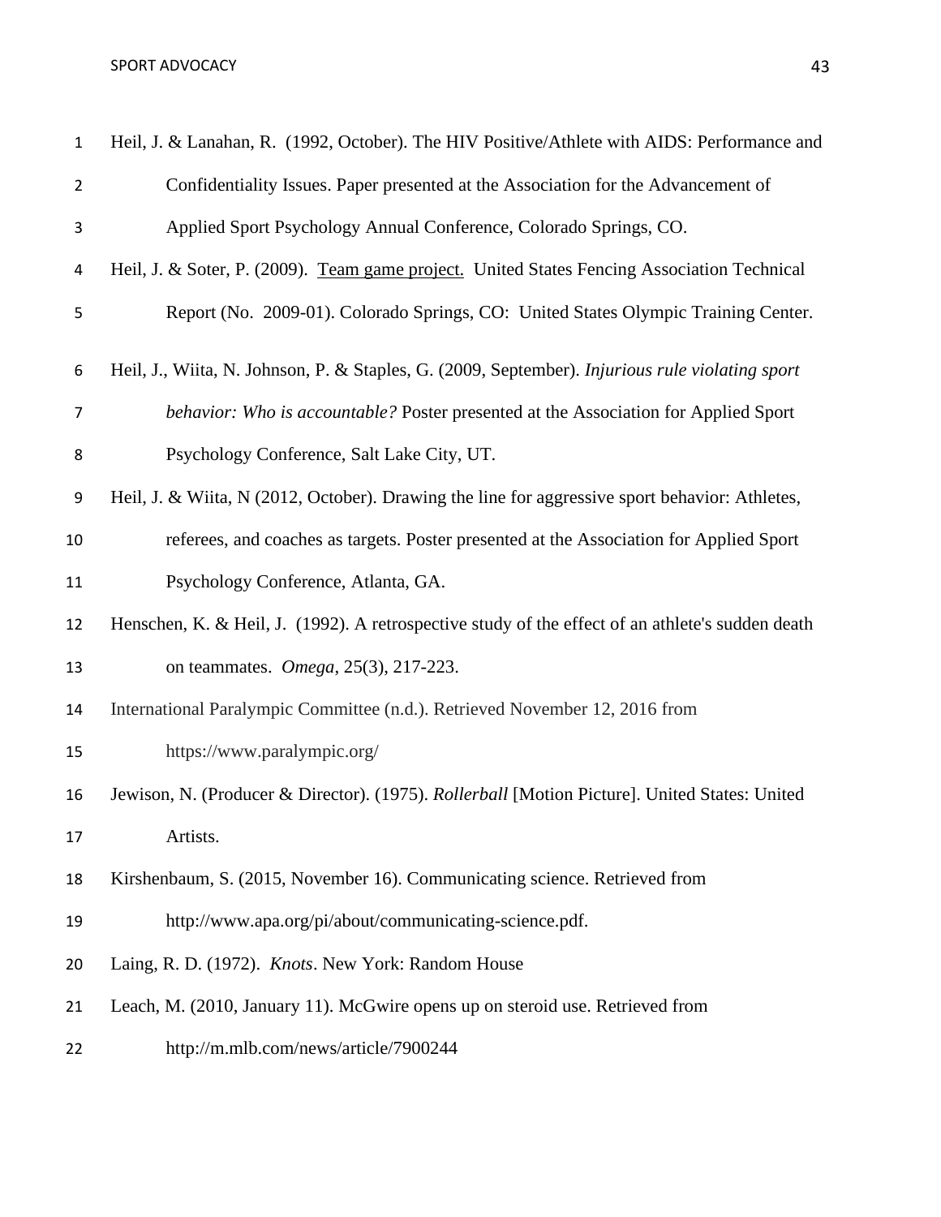Heil, J. & Lanahan, R. (1992, October). The HIV Positive/Athlete with AIDS: Performance and Confidentiality Issues. Paper presented at the Association for the Advancement of Applied Sport Psychology Annual Conference, Colorado Springs, CO.

Heil, J. & Soter, P. (2009). Team game project. United States Fencing Association Technical Report (No. 2009-01). Colorado Springs, CO: United States Olympic Training Center.

Heil, J., Wiita, N. Johnson, P. & Staples, G. (2009, September). *Injurious rule violating sport behavior: Who is accountable?* Poster presented at the Association for Applied Sport Psychology Conference, Salt Lake City, UT.

Heil, J. & Wiita, N (2012, October). Drawing the line for aggressive sport behavior: Athletes, referees, and coaches as targets. Poster presented at the Association for Applied Sport Psychology Conference, Atlanta, GA.

Henschen, K. & Heil, J. (1992). A retrospective study of the effect of an athlete's sudden death on teammates. *Omega*, 25(3), 217-223.

International Paralympic Committee (n.d.). Retrieved November 12, 2016 from https://www.paralympic.org/

Jewison, N. (Producer & Director). (1975). *Rollerball* [Motion Picture]. United States: United Artists.

Kirshenbaum, S. (2015, November 16). Communicating science. Retrieved from http://www.apa.org/pi/about/communicating-science.pdf.

Laing, R. D. (1972). *Knots*. New York: Random House

Leach, M. (2010, January 11). McGwire opens up on steroid use. Retrieved from http://m.mlb.com/news/article/7900244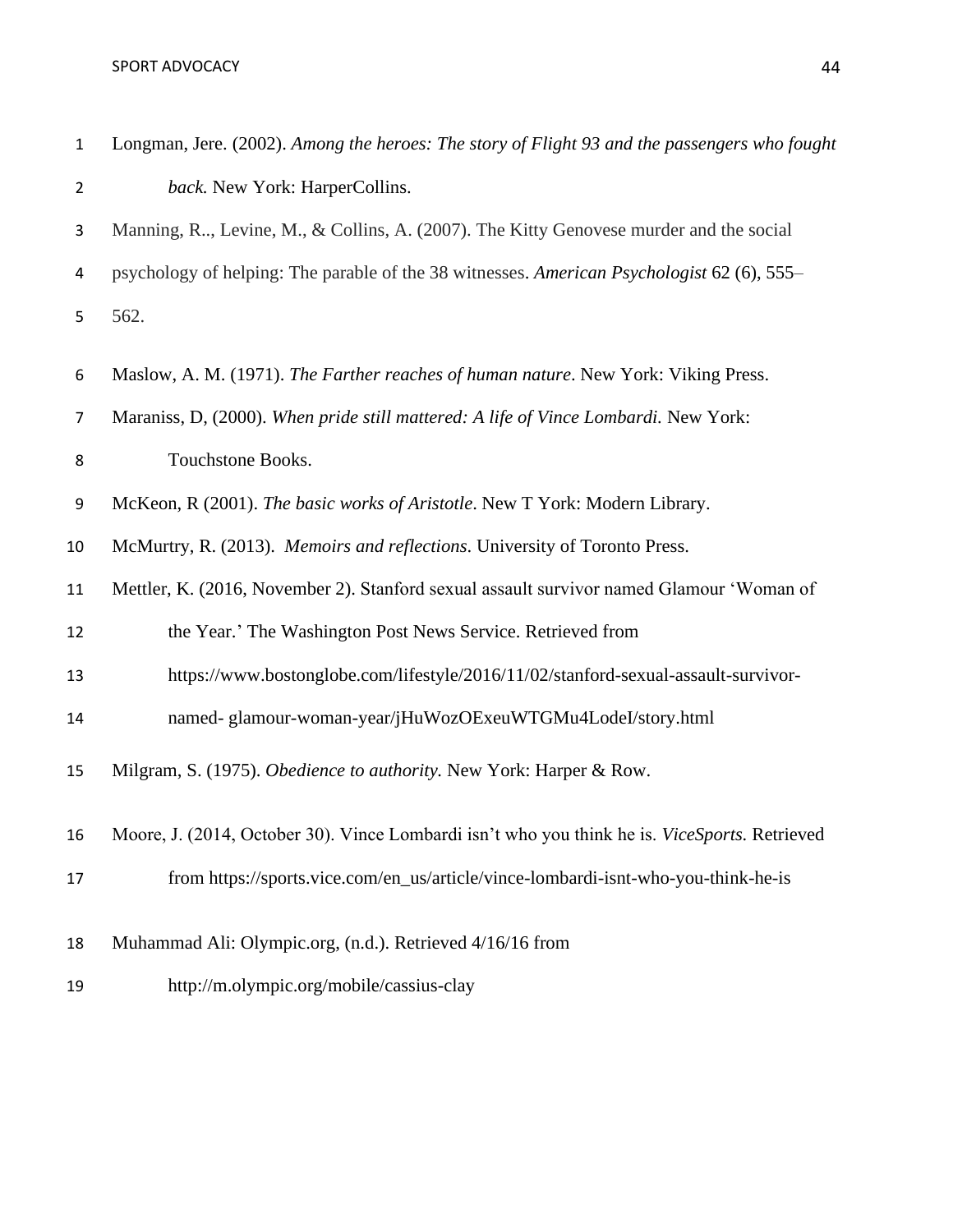Longman, Jere. (2002). *Among the heroes: The story of Flight 93 and the passengers who fought back.* New York: HarperCollins.

Manning, R.., Levine, M., & Collins, A. (2007). The Kitty Genovese murder and the social psychology of helping: The parable of the 38 witnesses. *American Psychologist* 62 (6), 555–562.

Maslow, A. M. (1971). *The Farther reaches of human nature*. New York: Viking Press.

Maraniss, D, (2000). *When pride still mattered: A life of Vince Lombardi.* New York: Touchstone Books.

McKeon, R (2001). *The basic works of Aristotle*. New T York: Modern Library.

McMurtry, R. (2013). *Memoirs and reflections*. University of Toronto Press.

Mettler, K. (2016, November 2). Stanford sexual assault survivor named Glamour 'Woman of the Year.' The Washington Post News Service. Retrieved from https://www.bostonglobe.com/lifestyle/2016/11/02/stanford-sexual-assault-survivor-named- glamour-woman-year/jHuWozOExeuWTGMu4LodeI/story.html

Milgram, S. (1975). *Obedience to authority.* New York: Harper & Row.

Moore, J. (2014, October 30). Vince Lombardi isn't who you think he is. *ViceSports.* Retrieved from https://sports.vice.com/en_us/article/vince-lombardi-isnt-who-you-think-he-is

Muhammad Ali: Olympic.org, (n.d.). Retrieved 4/16/16 from http://m.olympic.org/mobile/cassius-clay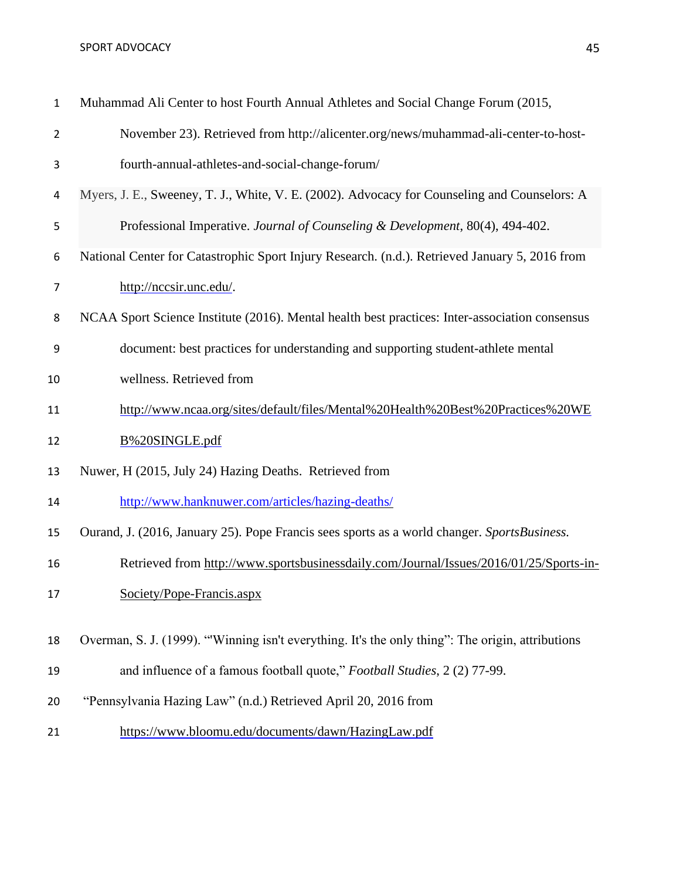Muhammad Ali Center to host Fourth Annual Athletes and Social Change Forum (2015, November 23). Retrieved from http://alicenter.org/news/muhammad-ali-center-to-host-fourth-annual-athletes-and-social-change-forum/

Myers, J. E., Sweeney, T. J., White, V. E. (2002). Advocacy for Counseling and Counselors: A Professional Imperative. *Journal of Counseling & Development*, 80(4), 494-402.

National Center for Catastrophic Sport Injury Research. (n.d.). Retrieved January 5, 2016 from http://nccsir.unc.edu/.

NCAA Sport Science Institute (2016). Mental health best practices: Inter-association consensus document: best practices for understanding and supporting student-athlete mental wellness. Retrieved from http://www.ncaa.org/sites/default/files/Mental%20Health%20Best%20Practices%20WEB%20SINGLE.pdf

Nuwer, H (2015, July 24) Hazing Deaths. Retrieved from http://www.hanknuwer.com/articles/hazing-deaths/

Ourand, J. (2016, January 25). Pope Francis sees sports as a world changer. *SportsBusiness.* Retrieved from http://www.sportsbusinessdaily.com/Journal/Issues/2016/01/25/Sports-in-Society/Pope-Francis.aspx

Overman, S. J. (1999). "'Winning isn't everything. It's the only thing": The origin, attributions and influence of a famous football quote," *Football Studies*, 2 (2) 77-99.

"Pennsylvania Hazing Law" (n.d.) Retrieved April 20, 2016 from https://www.bloomu.edu/documents/dawn/HazingLaw.pdf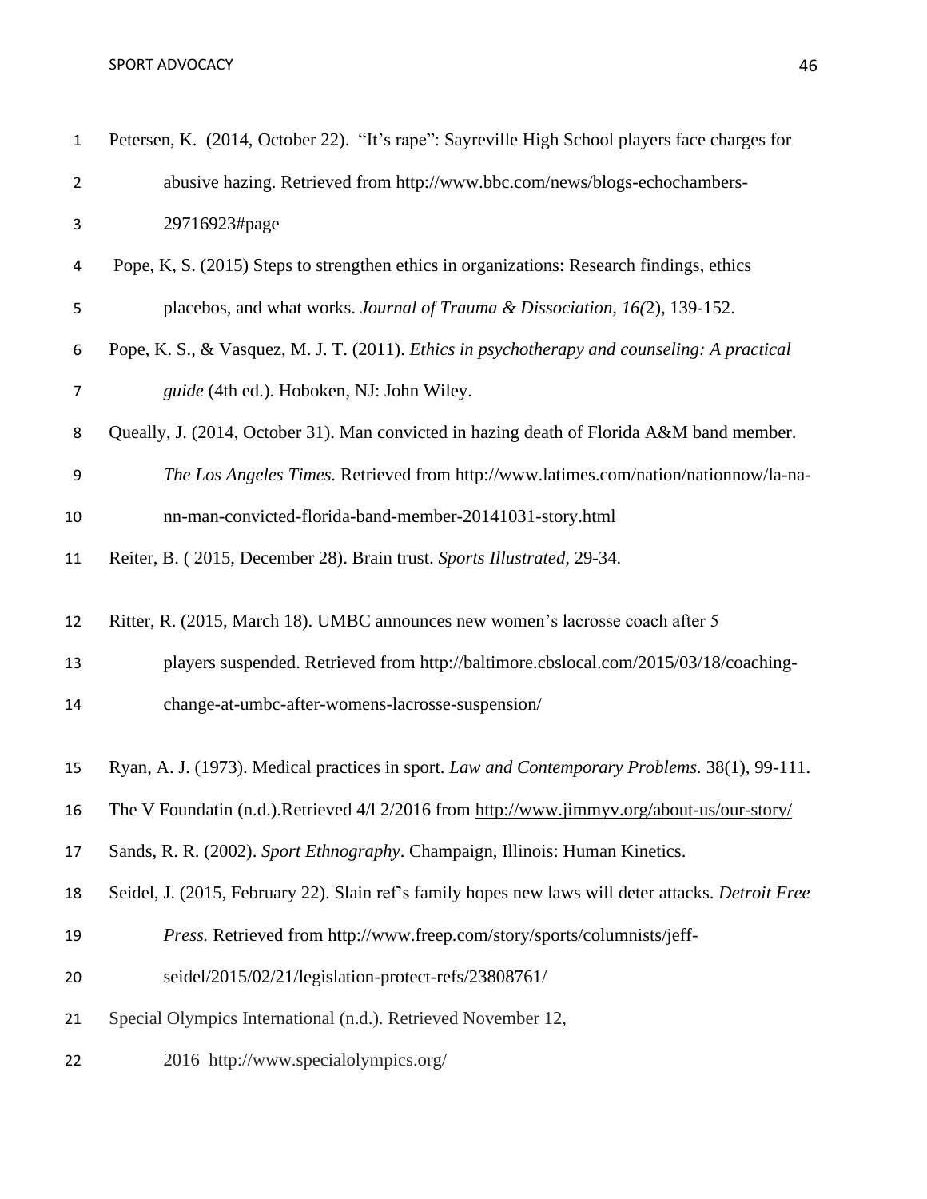Petersen, K. (2014, October 22). "It's rape": Sayreville High School players face charges for abusive hazing. Retrieved from http://www.bbc.com/news/blogs-echochambers-29716923#page

Pope, K, S. (2015) Steps to strengthen ethics in organizations: Research findings, ethics placebos, and what works. *Journal of Trauma & Dissociation*, *16(*2), 139-152.

Pope, K. S., & Vasquez, M. J. T. (2011). *Ethics in psychotherapy and counseling: A practical guide* (4th ed.). Hoboken, NJ: John Wiley.

Queally, J. (2014, October 31). Man convicted in hazing death of Florida A&M band member. *The Los Angeles Times.* Retrieved from http://www.latimes.com/nation/nationnow/la-na-nn-man-convicted-florida-band-member-20141031-story.html

Reiter, B. ( 2015, December 28). Brain trust. *Sports Illustrated,* 29-34.

Ritter, R. (2015, March 18). UMBC announces new women's lacrosse coach after 5 players suspended. Retrieved from http://baltimore.cbslocal.com/2015/03/18/coaching-change-at-umbc-after-womens-lacrosse-suspension/

Ryan, A. J. (1973). Medical practices in sport. *Law and Contemporary Problems.* 38(1), 99-111.

The V Foundatin (n.d.).Retrieved 4/l 2/2016 from http://www.jimmyv.org/about-us/our-story/

Sands, R. R. (2002). *Sport Ethnography*. Champaign, Illinois: Human Kinetics.

Seidel, J. (2015, February 22). Slain ref's family hopes new laws will deter attacks. *Detroit Free Press.* Retrieved from http://www.freep.com/story/sports/columnists/jeff-seidel/2015/02/21/legislation-protect-refs/23808761/

Special Olympics International (n.d.). Retrieved November 12, 2016 http://www.specialolympics.org/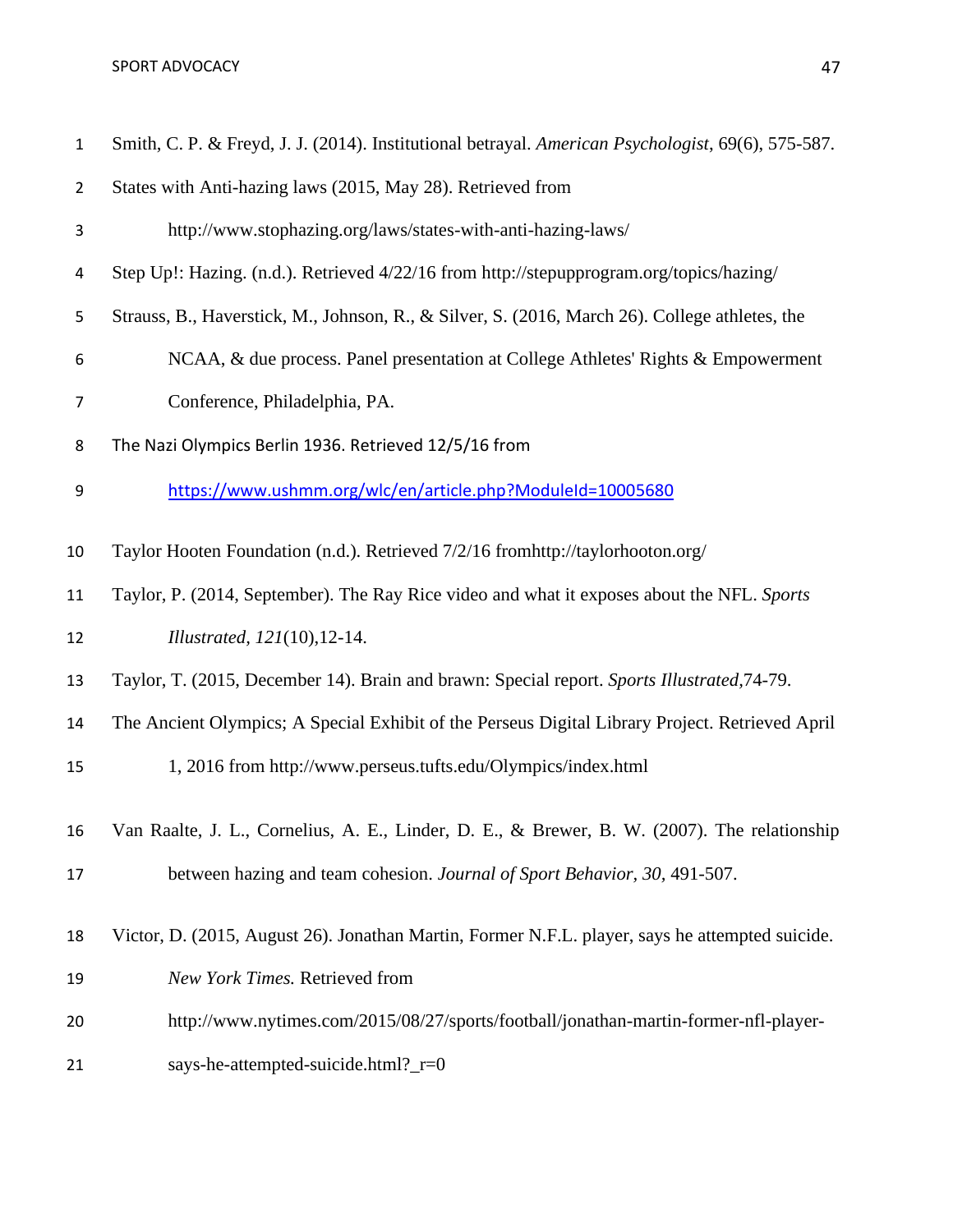Smith, C. P. & Freyd, J. J. (2014). Institutional betrayal. *American Psychologist*, 69(6), 575-587.

States with Anti-hazing laws (2015, May 28). Retrieved from http://www.stophazing.org/laws/states-with-anti-hazing-laws/

Step Up!: Hazing. (n.d.). Retrieved 4/22/16 from http://stepupprogram.org/topics/hazing/

Strauss, B., Haverstick, M., Johnson, R., & Silver, S. (2016, March 26). College athletes, the NCAA, & due process. Panel presentation at College Athletes' Rights & Empowerment Conference, Philadelphia, PA.

The Nazi Olympics Berlin 1936. Retrieved 12/5/16 from https://www.ushmm.org/wlc/en/article.php?ModuleId=10005680

Taylor Hooten Foundation (n.d.). Retrieved 7/2/16 fromhttp://taylorhooton.org/

Taylor, P. (2014, September). The Ray Rice video and what it exposes about the NFL. *Sports Illustrated, 121*(10),12-14.

Taylor, T. (2015, December 14). Brain and brawn: Special report. *Sports Illustrated*,74-79.

The Ancient Olympics; A Special Exhibit of the Perseus Digital Library Project. Retrieved April 1, 2016 from http://www.perseus.tufts.edu/Olympics/index.html

Van Raalte, J. L., Cornelius, A. E., Linder, D. E., & Brewer, B. W. (2007). The relationship between hazing and team cohesion. *Journal of Sport Behavior, 30*, 491-507.

Victor, D. (2015, August 26). Jonathan Martin, Former N.F.L. player, says he attempted suicide. *New York Times.* Retrieved from http://www.nytimes.com/2015/08/27/sports/football/jonathan-martin-former-nfl-player-says-he-attempted-suicide.html?_r=0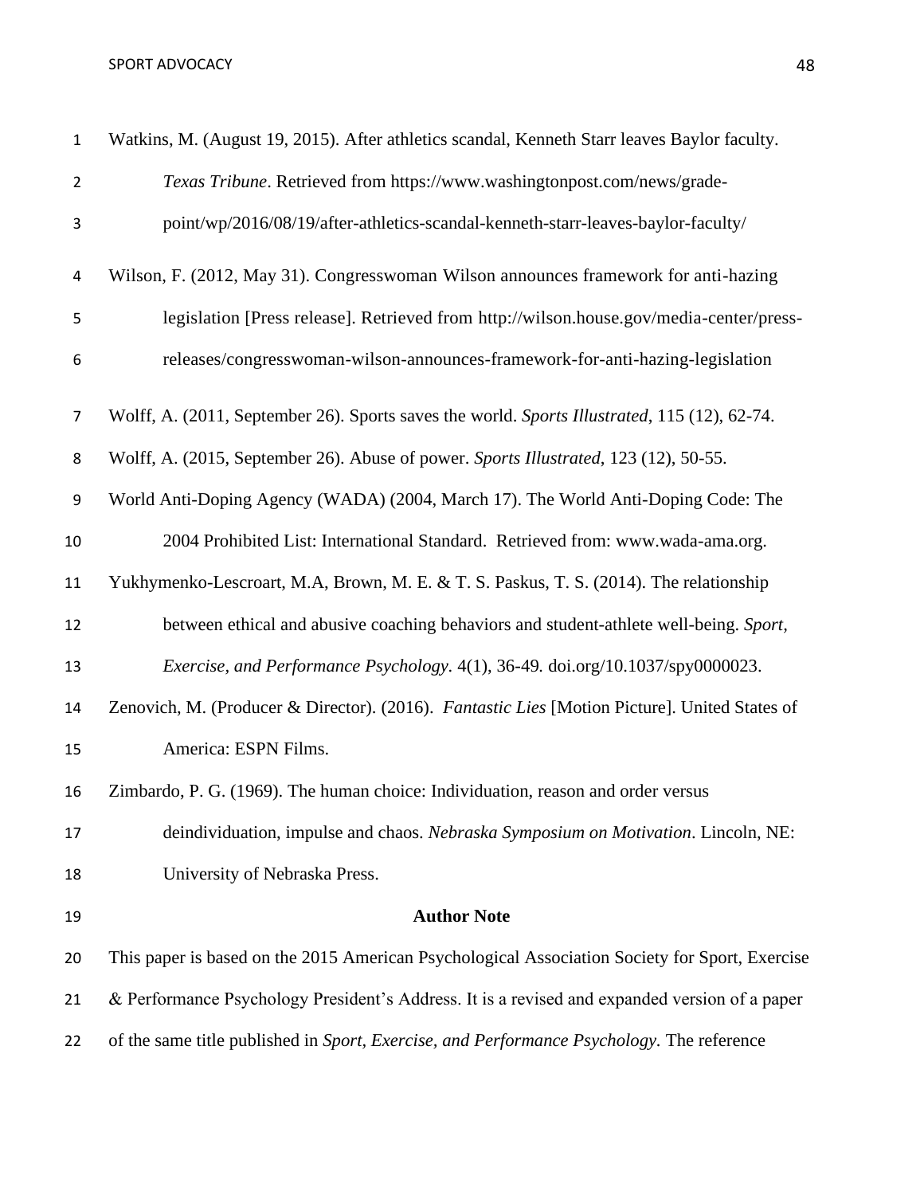Watkins, M. (August 19, 2015). After athletics scandal, Kenneth Starr leaves Baylor faculty. *Texas Tribune*. Retrieved from https://www.washingtonpost.com/news/grade-point/wp/2016/08/19/after-athletics-scandal-kenneth-starr-leaves-baylor-faculty/

Wilson, F. (2012, May 31). Congresswoman Wilson announces framework for anti-hazing legislation [Press release]. Retrieved from http://wilson.house.gov/media-center/press-releases/congresswoman-wilson-announces-framework-for-anti-hazing-legislation

Wolff, A. (2011, September 26). Sports saves the world. *Sports Illustrated*, 115 (12), 62-74.

Wolff, A. (2015, September 26). Abuse of power. *Sports Illustrated*, 123 (12), 50-55.

World Anti-Doping Agency (WADA) (2004, March 17). The World Anti-Doping Code: The 2004 Prohibited List: International Standard. Retrieved from: www.wada-ama.org.

Yukhymenko-Lescroart, M.A, Brown, M. E. & T. S. Paskus, T. S. (2014). The relationship between ethical and abusive coaching behaviors and student-athlete well-being. *Sport, Exercise, and Performance Psychology*. 4(1), 36-49. doi.org/10.1037/spy0000023.

Zenovich, M. (Producer & Director). (2016). *Fantastic Lies* [Motion Picture]. United States of America: ESPN Films.

Zimbardo, P. G. (1969). The human choice: Individuation, reason and order versus deindividuation, impulse and chaos. *Nebraska Symposium on Motivation*. Lincoln, NE: University of Nebraska Press.

## Author Note

This paper is based on the 2015 American Psychological Association Society for Sport, Exercise & Performance Psychology President's Address. It is a revised and expanded version of a paper of the same title published in *Sport, Exercise, and Performance Psychology.* The reference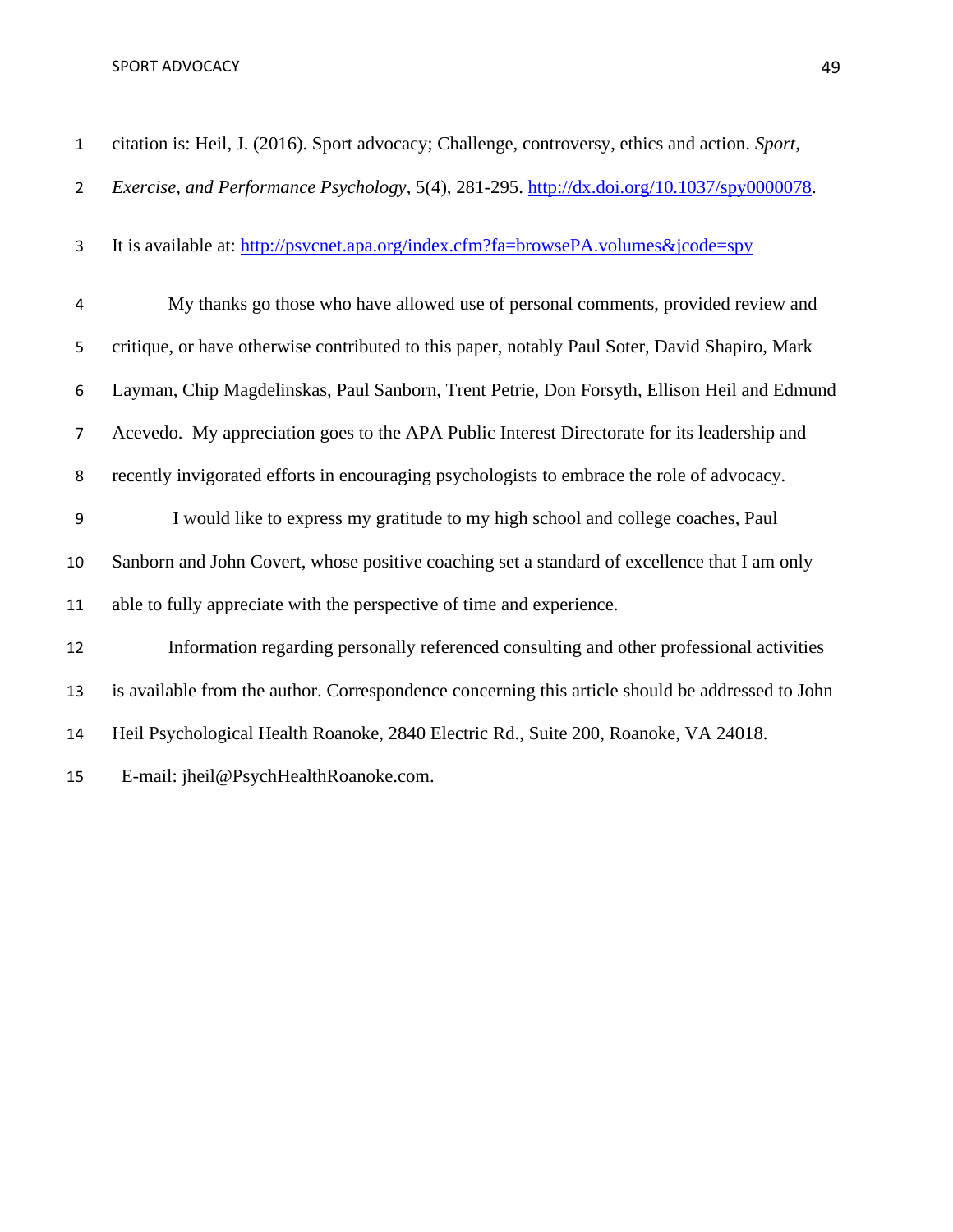citation is: Heil, J. (2016). Sport advocacy; Challenge, controversy, ethics and action. *Sport, Exercise, and Performance Psychology*, 5(4), 281-295. http://dx.doi.org/10.1037/spy0000078.

It is available at: http://psycnet.apa.org/index.cfm?fa=browsePA.volumes&jcode=spy

My thanks go those who have allowed use of personal comments, provided review and critique, or have otherwise contributed to this paper, notably Paul Soter, David Shapiro, Mark Layman, Chip Magdelinskas, Paul Sanborn, Trent Petrie, Don Forsyth, Ellison Heil and Edmund Acevedo. My appreciation goes to the APA Public Interest Directorate for its leadership and recently invigorated efforts in encouraging psychologists to embrace the role of advocacy.

I would like to express my gratitude to my high school and college coaches, Paul Sanborn and John Covert, whose positive coaching set a standard of excellence that I am only able to fully appreciate with the perspective of time and experience.

Information regarding personally referenced consulting and other professional activities is available from the author. Correspondence concerning this article should be addressed to John Heil Psychological Health Roanoke, 2840 Electric Rd., Suite 200, Roanoke, VA 24018.

E-mail: jheil@PsychHealthRoanoke.com.